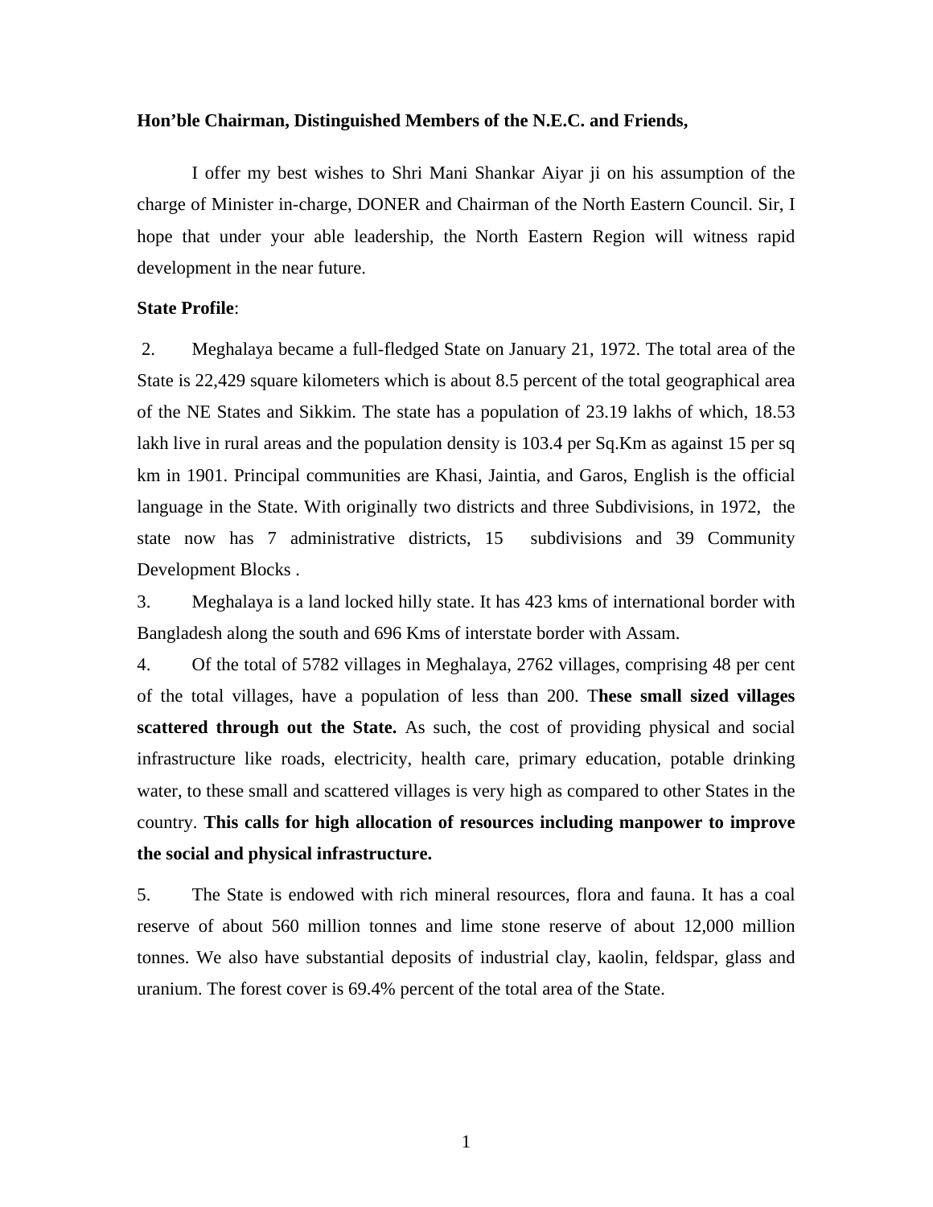**Hon'ble Chairman, Distinguished Members of the N.E.C. and Friends,**

I offer my best wishes to Shri Mani Shankar Aiyar ji on his assumption of the charge of Minister in-charge, DONER and Chairman of the North Eastern Council. Sir, I hope that under your able leadership, the North Eastern Region will witness rapid development in the near future.

**State Profile**:

2. Meghalaya became a full-fledged State on January 21, 1972. The total area of the State is 22,429 square kilometers which is about 8.5 percent of the total geographical area of the NE States and Sikkim. The state has a population of 23.19 lakhs of which, 18.53 lakh live in rural areas and the population density is 103.4 per Sq.Km as against 15 per sq km in 1901. Principal communities are Khasi, Jaintia, and Garos, English is the official language in the State. With originally two districts and three Subdivisions, in 1972, the state now has 7 administrative districts, 15 subdivisions and 39 Community Development Blocks .

3. Meghalaya is a land locked hilly state. It has 423 kms of international border with Bangladesh along the south and 696 Kms of interstate border with Assam.

4. Of the total of 5782 villages in Meghalaya, 2762 villages, comprising 48 per cent of the total villages, have a population of less than 200. T**hese small sized villages scattered through out the State.** As such, the cost of providing physical and social infrastructure like roads, electricity, health care, primary education, potable drinking water, to these small and scattered villages is very high as compared to other States in the country. **This calls for high allocation of resources including manpower to improve the social and physical infrastructure.**

5. The State is endowed with rich mineral resources, flora and fauna. It has a coal reserve of about 560 million tonnes and lime stone reserve of about 12,000 million tonnes. We also have substantial deposits of industrial clay, kaolin, feldspar, glass and uranium. The forest cover is 69.4% percent of the total area of the State.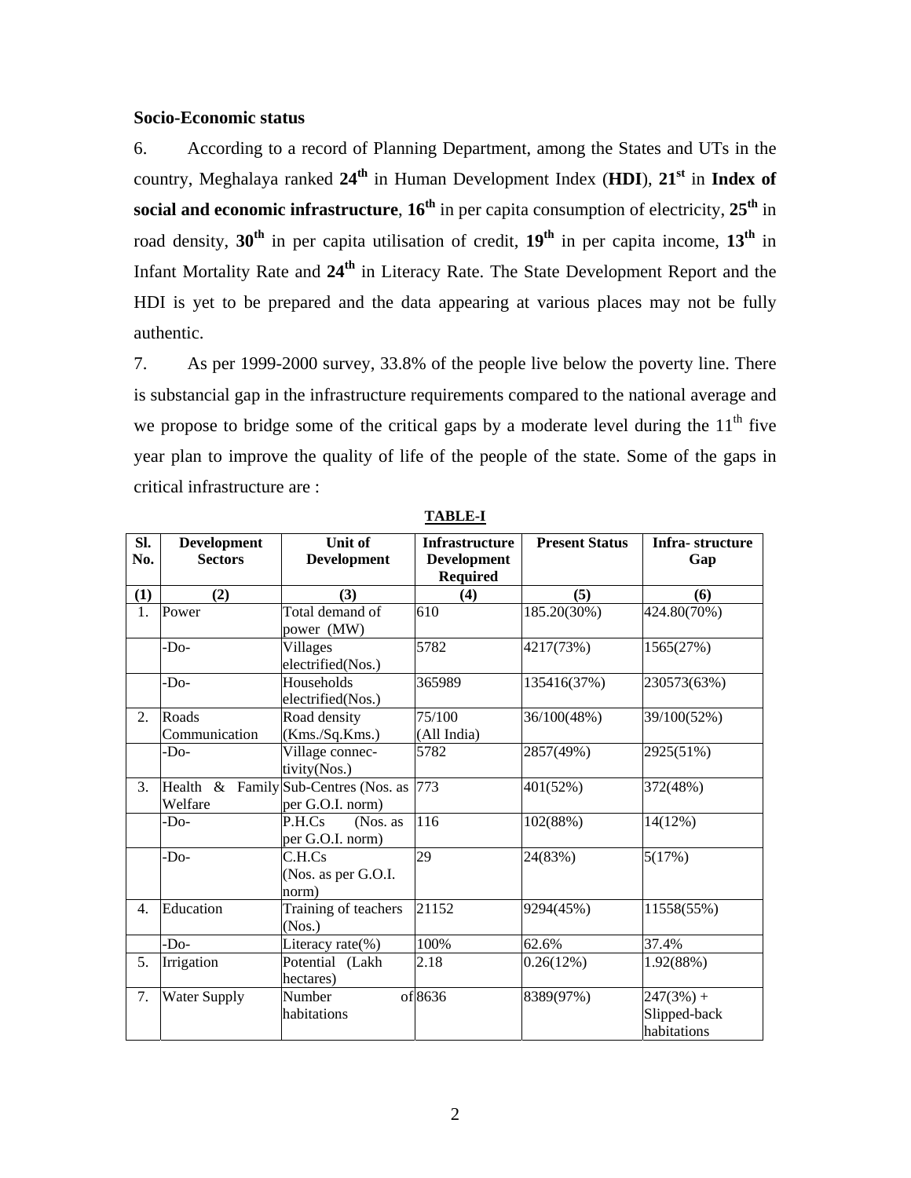**Socio-Economic status**

6. According to a record of Planning Department, among the States and UTs in the country, Meghalaya ranked **24th** in Human Development Index (**HDI**), **21st** in **Index of social and economic infrastructure**, **16th** in per capita consumption of electricity, **25th** in road density, **30th** in per capita utilisation of credit, **19th** in per capita income, **13th** in Infant Mortality Rate and **24th** in Literacy Rate. The State Development Report and the HDI is yet to be prepared and the data appearing at various places may not be fully authentic.

7. As per 1999-2000 survey, 33.8% of the people live below the poverty line. There is substancial gap in the infrastructure requirements compared to the national average and we propose to bridge some of the critical gaps by a moderate level during the 11th five year plan to improve the quality of life of the people of the state. Some of the gaps in critical infrastructure are :

**TABLE-I**

| Sl. No. | Development Sectors | Unit of Development | Infrastructure Development Required | Present Status | Infra- structure Gap |
|---|---|---|---|---|---|
| (1) | (2) | (3) | (4) | (5) | (6) |
| 1. | Power | Total demand of power (MW) | 610 | 185.20(30%) | 424.80(70%) |
| | -Do- | Villages electrified(Nos.) | 5782 | 4217(73%) | 1565(27%) |
| | -Do- | Households electrified(Nos.) | 365989 | 135416(37%) | 230573(63%) |
| 2. | Roads Communication | Road density (Kms./Sq.Kms.) | 75/100 (All India) | 36/100(48%) | 39/100(52%) |
| | -Do- | Village connec-tivity(Nos.) | 5782 | 2857(49%) | 2925(51%) |
| 3. | Health & Family Welfare | Sub-Centres (Nos. as per G.O.I. norm) | 773 | 401(52%) | 372(48%) |
| | -Do- | P.H.Cs (Nos. as per G.O.I. norm) | 116 | 102(88%) | 14(12%) |
| | -Do- | C.H.Cs (Nos. as per G.O.I. norm) | 29 | 24(83%) | 5(17%) |
| 4. | Education | Training of teachers (Nos.) | 21152 | 9294(45%) | 11558(55%) |
| | -Do- | Literacy rate(%) | 100% | 62.6% | 37.4% |
| 5. | Irrigation | Potential (Lakh hectares) | 2.18 | 0.26(12%) | 1.92(88%) |
| 7. | Water Supply | Number of habitations | 8636 | 8389(97%) | 247(3%) + Slipped-back habitations |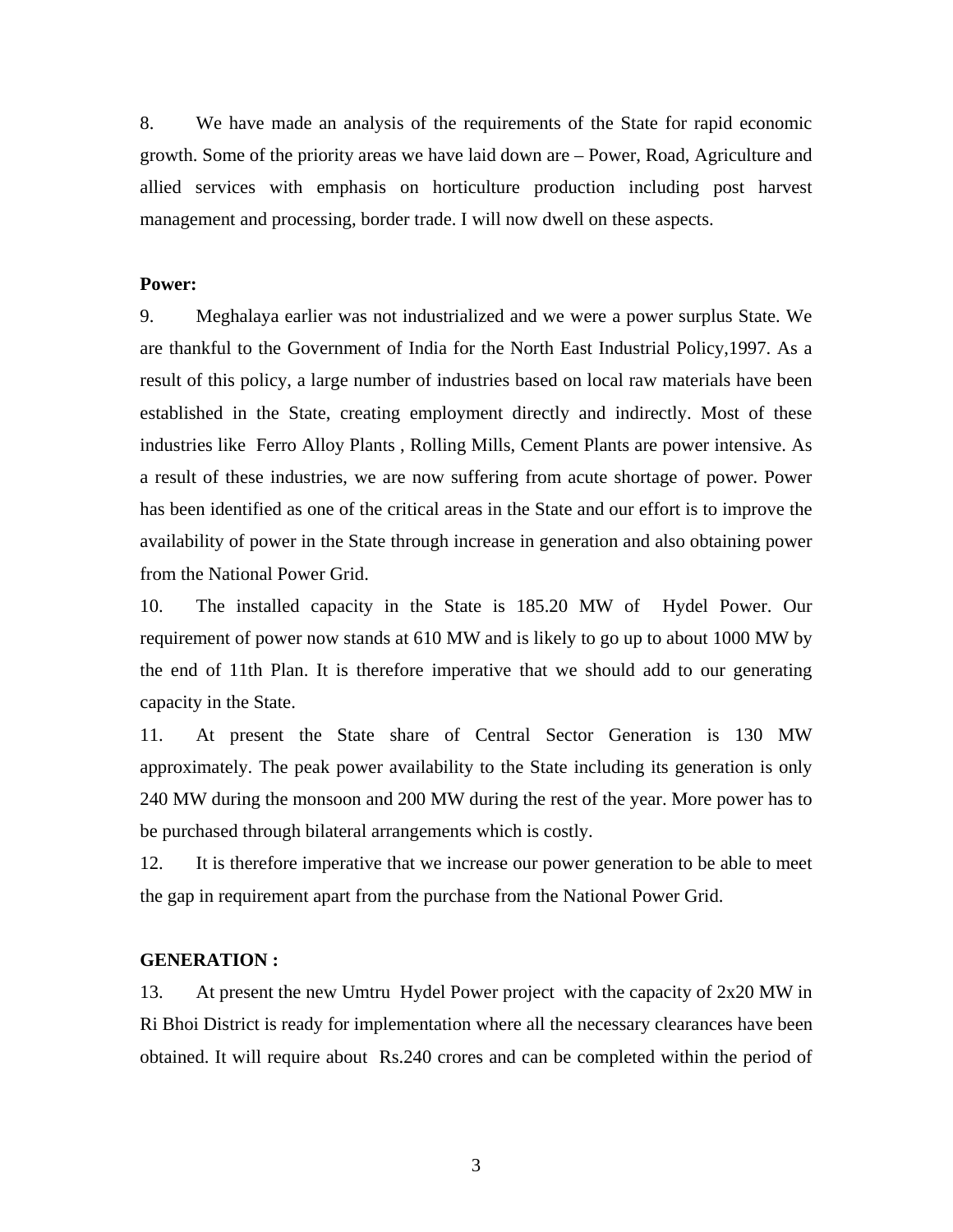8. We have made an analysis of the requirements of the State for rapid economic growth. Some of the priority areas we have laid down are – Power, Road, Agriculture and allied services with emphasis on horticulture production including post harvest management and processing, border trade. I will now dwell on these aspects.

**Power:**

9. Meghalaya earlier was not industrialized and we were a power surplus State. We are thankful to the Government of India for the North East Industrial Policy,1997. As a result of this policy, a large number of industries based on local raw materials have been established in the State, creating employment directly and indirectly. Most of these industries like Ferro Alloy Plants , Rolling Mills, Cement Plants are power intensive. As a result of these industries, we are now suffering from acute shortage of power. Power has been identified as one of the critical areas in the State and our effort is to improve the availability of power in the State through increase in generation and also obtaining power from the National Power Grid.

10. The installed capacity in the State is 185.20 MW of Hydel Power. Our requirement of power now stands at 610 MW and is likely to go up to about 1000 MW by the end of 11th Plan. It is therefore imperative that we should add to our generating capacity in the State.

11. At present the State share of Central Sector Generation is 130 MW approximately. The peak power availability to the State including its generation is only 240 MW during the monsoon and 200 MW during the rest of the year. More power has to be purchased through bilateral arrangements which is costly.

12. It is therefore imperative that we increase our power generation to be able to meet the gap in requirement apart from the purchase from the National Power Grid.

**GENERATION :**

13. At present the new Umtru Hydel Power project with the capacity of 2x20 MW in Ri Bhoi District is ready for implementation where all the necessary clearances have been obtained. It will require about Rs.240 crores and can be completed within the period of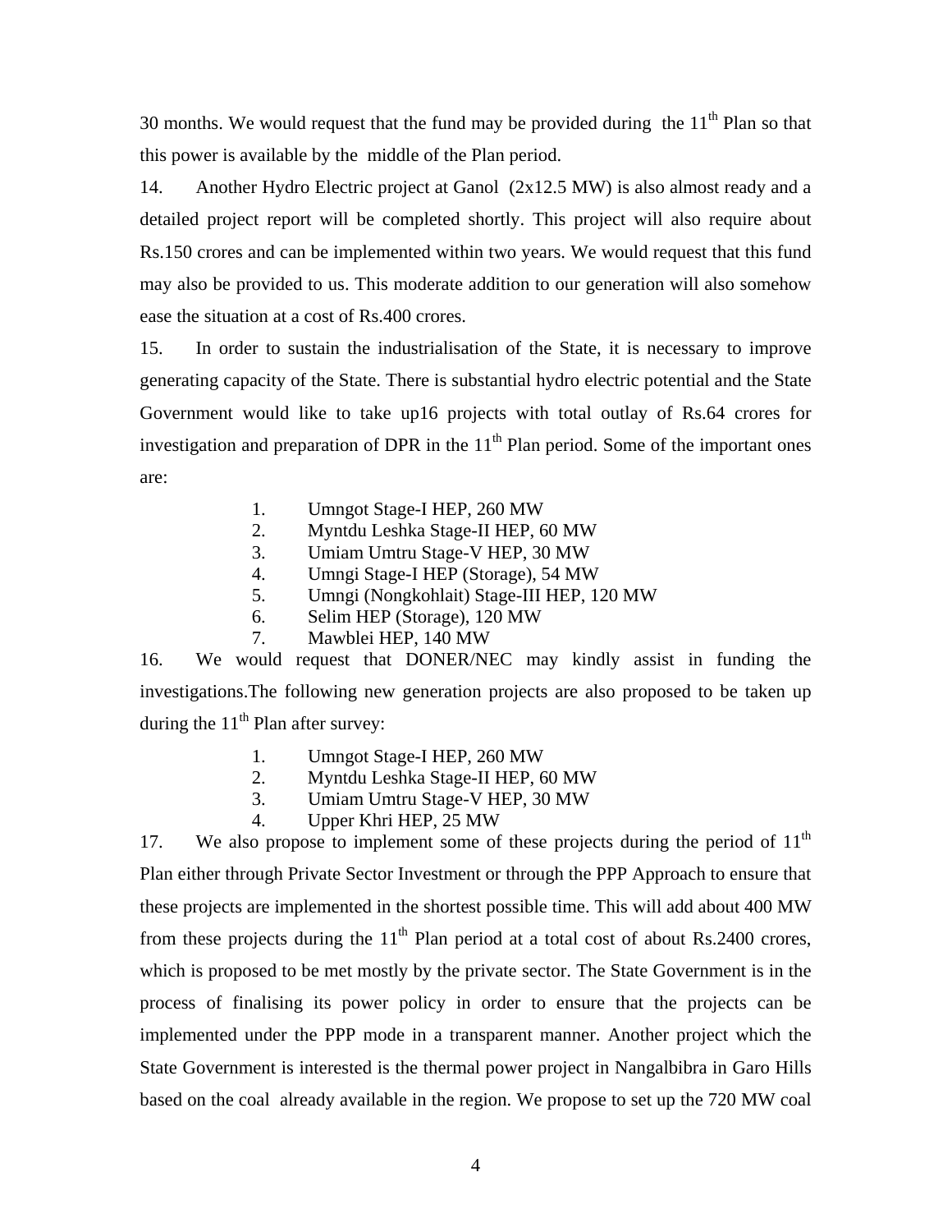30 months. We would request that the fund may be provided during the 11th Plan so that this power is available by the middle of the Plan period.

14. Another Hydro Electric project at Ganol (2x12.5 MW) is also almost ready and a detailed project report will be completed shortly. This project will also require about Rs.150 crores and can be implemented within two years. We would request that this fund may also be provided to us. This moderate addition to our generation will also somehow ease the situation at a cost of Rs.400 crores.

15. In order to sustain the industrialisation of the State, it is necessary to improve generating capacity of the State. There is substantial hydro electric potential and the State Government would like to take up16 projects with total outlay of Rs.64 crores for investigation and preparation of DPR in the 11th Plan period. Some of the important ones are:

1. Umngot Stage-I HEP, 260 MW
2. Myntdu Leshka Stage-II HEP, 60 MW
3. Umiam Umtru Stage-V HEP, 30 MW
4. Umngi Stage-I HEP (Storage), 54 MW
5. Umngi (Nongkohlait) Stage-III HEP, 120 MW
6. Selim HEP (Storage), 120 MW
7. Mawblei HEP, 140 MW

16. We would request that DONER/NEC may kindly assist in funding the investigations.The following new generation projects are also proposed to be taken up during the 11th Plan after survey:

1. Umngot Stage-I HEP, 260 MW
2. Myntdu Leshka Stage-II HEP, 60 MW
3. Umiam Umtru Stage-V HEP, 30 MW
4. Upper Khri HEP, 25 MW

17. We also propose to implement some of these projects during the period of 11th Plan either through Private Sector Investment or through the PPP Approach to ensure that these projects are implemented in the shortest possible time. This will add about 400 MW from these projects during the 11th Plan period at a total cost of about Rs.2400 crores, which is proposed to be met mostly by the private sector. The State Government is in the process of finalising its power policy in order to ensure that the projects can be implemented under the PPP mode in a transparent manner. Another project which the State Government is interested is the thermal power project in Nangalbibra in Garo Hills based on the coal already available in the region. We propose to set up the 720 MW coal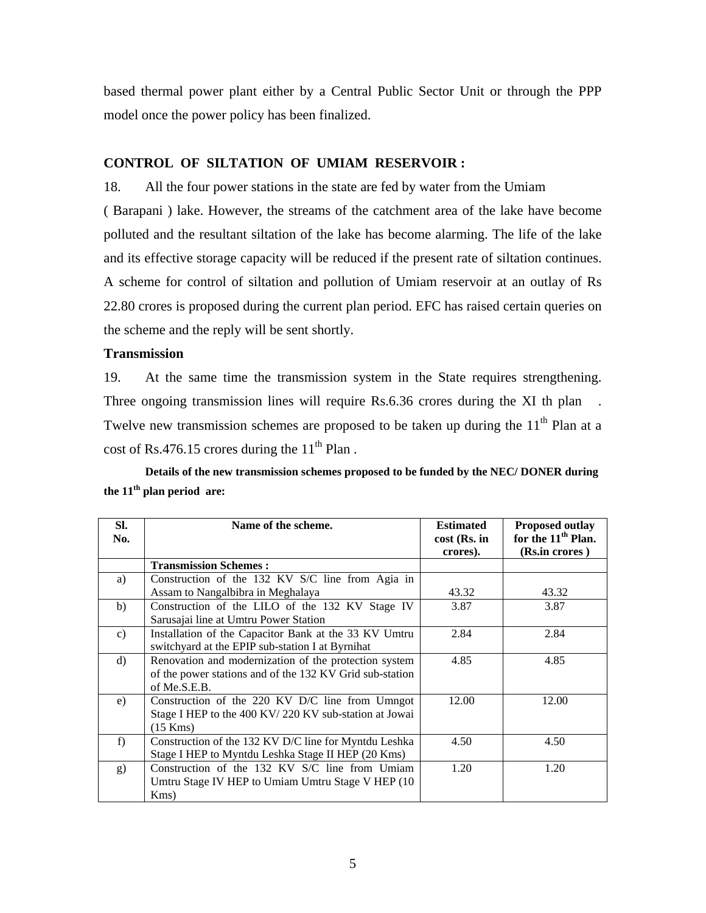based thermal power plant either by a Central Public Sector Unit or through the PPP model once the power policy has been finalized.

### CONTROL OF SILTATION OF UMIAM RESERVOIR :

18. All the four power stations in the state are fed by water from the Umiam ( Barapani ) lake. However, the streams of the catchment area of the lake have become polluted and the resultant siltation of the lake has become alarming. The life of the lake and its effective storage capacity will be reduced if the present rate of siltation continues. A scheme for control of siltation and pollution of Umiam reservoir at an outlay of Rs 22.80 crores is proposed during the current plan period. EFC has raised certain queries on the scheme and the reply will be sent shortly.

### Transmission

19. At the same time the transmission system in the State requires strengthening. Three ongoing transmission lines will require Rs.6.36 crores during the XI th plan . Twelve new transmission schemes are proposed to be taken up during the 11th Plan at a cost of Rs.476.15 crores during the 11th Plan .

**Details of the new transmission schemes proposed to be funded by the NEC/ DONER during the 11th plan period are:**

| Sl. No. | Name of the scheme. | Estimated cost (Rs. in crores). | Proposed outlay for the 11th Plan. (Rs.in crores ) |
|---|---|---|---|
| | **Transmission Schemes :** | | |
| a) | Construction of the 132 KV S/C line from Agia in Assam to Nangalbibra in Meghalaya | 43.32 | 43.32 |
| b) | Construction of the LILO of the 132 KV Stage IV Sarusajai line at Umtru Power Station | 3.87 | 3.87 |
| c) | Installation of the Capacitor Bank at the 33 KV Umtru switchyard at the EPIP sub-station I at Byrnihat | 2.84 | 2.84 |
| d) | Renovation and modernization of the protection system of the power stations and of the 132 KV Grid sub-station of Me.S.E.B. | 4.85 | 4.85 |
| e) | Construction of the 220 KV D/C line from Umngot Stage I HEP to the 400 KV/ 220 KV sub-station at Jowai (15 Kms) | 12.00 | 12.00 |
| f) | Construction of the 132 KV D/C line for Myntdu Leshka Stage I HEP to Myntdu Leshka Stage II HEP (20 Kms) | 4.50 | 4.50 |
| g) | Construction of the 132 KV S/C line from Umiam Umtru Stage IV HEP to Umiam Umtru Stage V HEP (10 Kms) | 1.20 | 1.20 |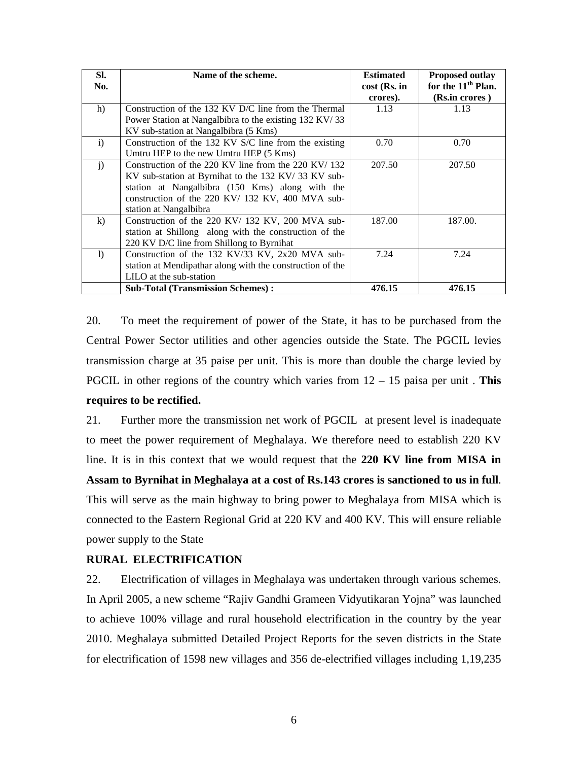| Sl. No. | Name of the scheme. | Estimated cost (Rs. in crores). | Proposed outlay for the 11th Plan. (Rs.in crores ) |
|---|---|---|---|
| h) | Construction of the 132 KV D/C line from the Thermal Power Station at Nangalbibra to the existing 132 KV/ 33 KV sub-station at Nangalbibra (5 Kms) | 1.13 | 1.13 |
| i) | Construction of the 132 KV S/C line from the existing Umtru HEP to the new Umtru HEP (5 Kms) | 0.70 | 0.70 |
| j) | Construction of the 220 KV line from the 220 KV/ 132 KV sub-station at Byrnihat to the 132 KV/ 33 KV sub-station at Nangalbibra (150 Kms) along with the construction of the 220 KV/ 132 KV, 400 MVA sub-station at Nangalbibra | 207.50 | 207.50 |
| k) | Construction of the 220 KV/ 132 KV, 200 MVA sub-station at Shillong along with the construction of the 220 KV D/C line from Shillong to Byrnihat | 187.00 | 187.00. |
| l) | Construction of the 132 KV/33 KV, 2x20 MVA sub-station at Mendipathar along with the construction of the LILO at the sub-station | 7.24 | 7.24 |
| | **Sub-Total (Transmission Schemes) :** | **476.15** | **476.15** |

20. To meet the requirement of power of the State, it has to be purchased from the Central Power Sector utilities and other agencies outside the State. The PGCIL levies transmission charge at 35 paise per unit. This is more than double the charge levied by PGCIL in other regions of the country which varies from 12 – 15 paisa per unit . **This requires to be rectified.**

21. Further more the transmission net work of PGCIL at present level is inadequate to meet the power requirement of Meghalaya. We therefore need to establish 220 KV line. It is in this context that we would request that the **220 KV line from MISA in Assam to Byrnihat in Meghalaya at a cost of Rs.143 crores is sanctioned to us in full**. This will serve as the main highway to bring power to Meghalaya from MISA which is connected to the Eastern Regional Grid at 220 KV and 400 KV. This will ensure reliable power supply to the State

**RURAL ELECTRIFICATION**

22. Electrification of villages in Meghalaya was undertaken through various schemes. In April 2005, a new scheme "Rajiv Gandhi Grameen Vidyutikaran Yojna" was launched to achieve 100% village and rural household electrification in the country by the year 2010. Meghalaya submitted Detailed Project Reports for the seven districts in the State for electrification of 1598 new villages and 356 de-electrified villages including 1,19,235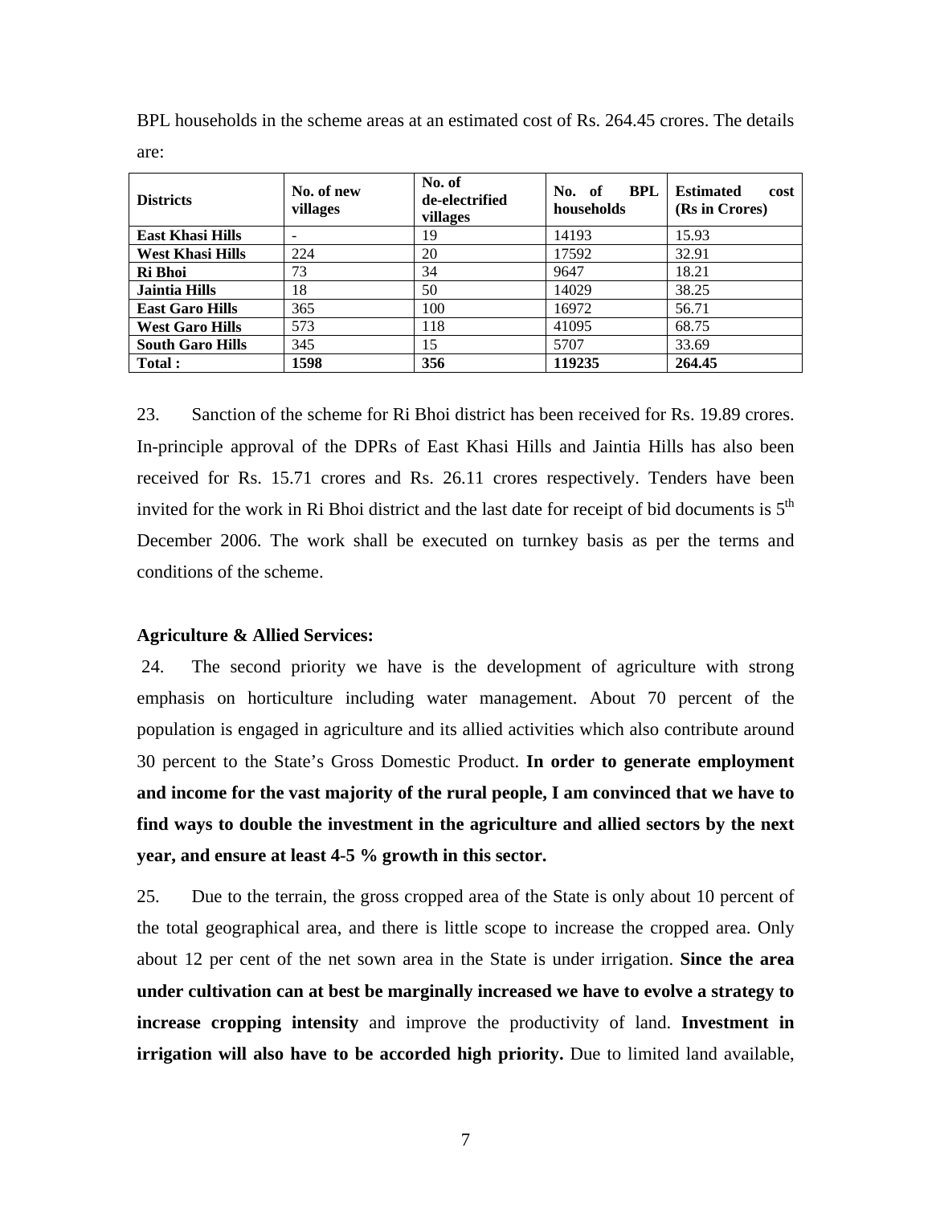BPL households in the scheme areas at an estimated cost of Rs. 264.45 crores. The details are:

| Districts | No. of new villages | No. of de-electrified villages | No. of BPL households | Estimated cost (Rs in Crores) |
|---|---|---|---|---|
| **East Khasi Hills** | - | 19 | 14193 | 15.93 |
| **West Khasi Hills** | 224 | 20 | 17592 | 32.91 |
| **Ri Bhoi** | 73 | 34 | 9647 | 18.21 |
| **Jaintia Hills** | 18 | 50 | 14029 | 38.25 |
| **East Garo Hills** | 365 | 100 | 16972 | 56.71 |
| **West Garo Hills** | 573 | 118 | 41095 | 68.75 |
| **South Garo Hills** | 345 | 15 | 5707 | 33.69 |
| **Total :** | **1598** | **356** | **119235** | **264.45** |

23. Sanction of the scheme for Ri Bhoi district has been received for Rs. 19.89 crores. In-principle approval of the DPRs of East Khasi Hills and Jaintia Hills has also been received for Rs. 15.71 crores and Rs. 26.11 crores respectively. Tenders have been invited for the work in Ri Bhoi district and the last date for receipt of bid documents is 5th December 2006. The work shall be executed on turnkey basis as per the terms and conditions of the scheme.

**Agriculture & Allied Services:**

24. The second priority we have is the development of agriculture with strong emphasis on horticulture including water management. About 70 percent of the population is engaged in agriculture and its allied activities which also contribute around 30 percent to the State's Gross Domestic Product. **In order to generate employment and income for the vast majority of the rural people, I am convinced that we have to find ways to double the investment in the agriculture and allied sectors by the next year, and ensure at least 4-5 % growth in this sector.**

25. Due to the terrain, the gross cropped area of the State is only about 10 percent of the total geographical area, and there is little scope to increase the cropped area. Only about 12 per cent of the net sown area in the State is under irrigation. **Since the area under cultivation can at best be marginally increased we have to evolve a strategy to increase cropping intensity** and improve the productivity of land. **Investment in irrigation will also have to be accorded high priority.** Due to limited land available,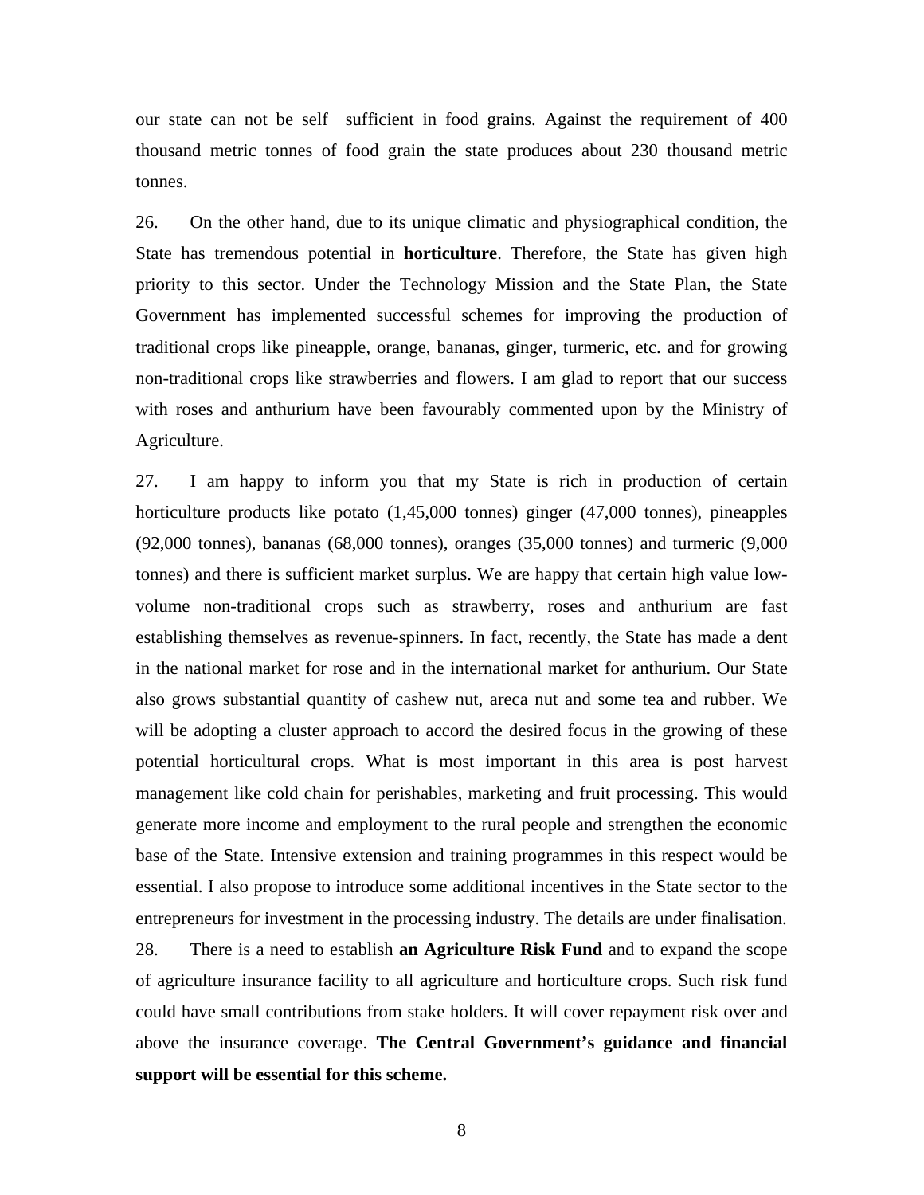our state can not be self sufficient in food grains. Against the requirement of 400 thousand metric tonnes of food grain the state produces about 230 thousand metric tonnes.

26. On the other hand, due to its unique climatic and physiographical condition, the State has tremendous potential in **horticulture**. Therefore, the State has given high priority to this sector. Under the Technology Mission and the State Plan, the State Government has implemented successful schemes for improving the production of traditional crops like pineapple, orange, bananas, ginger, turmeric, etc. and for growing non-traditional crops like strawberries and flowers. I am glad to report that our success with roses and anthurium have been favourably commented upon by the Ministry of Agriculture.

27. I am happy to inform you that my State is rich in production of certain horticulture products like potato (1,45,000 tonnes) ginger (47,000 tonnes), pineapples (92,000 tonnes), bananas (68,000 tonnes), oranges (35,000 tonnes) and turmeric (9,000 tonnes) and there is sufficient market surplus. We are happy that certain high value low-volume non-traditional crops such as strawberry, roses and anthurium are fast establishing themselves as revenue-spinners. In fact, recently, the State has made a dent in the national market for rose and in the international market for anthurium. Our State also grows substantial quantity of cashew nut, areca nut and some tea and rubber. We will be adopting a cluster approach to accord the desired focus in the growing of these potential horticultural crops. What is most important in this area is post harvest management like cold chain for perishables, marketing and fruit processing. This would generate more income and employment to the rural people and strengthen the economic base of the State. Intensive extension and training programmes in this respect would be essential. I also propose to introduce some additional incentives in the State sector to the entrepreneurs for investment in the processing industry. The details are under finalisation.

28. There is a need to establish **an Agriculture Risk Fund** and to expand the scope of agriculture insurance facility to all agriculture and horticulture crops. Such risk fund could have small contributions from stake holders. It will cover repayment risk over and above the insurance coverage. **The Central Government's guidance and financial support will be essential for this scheme.**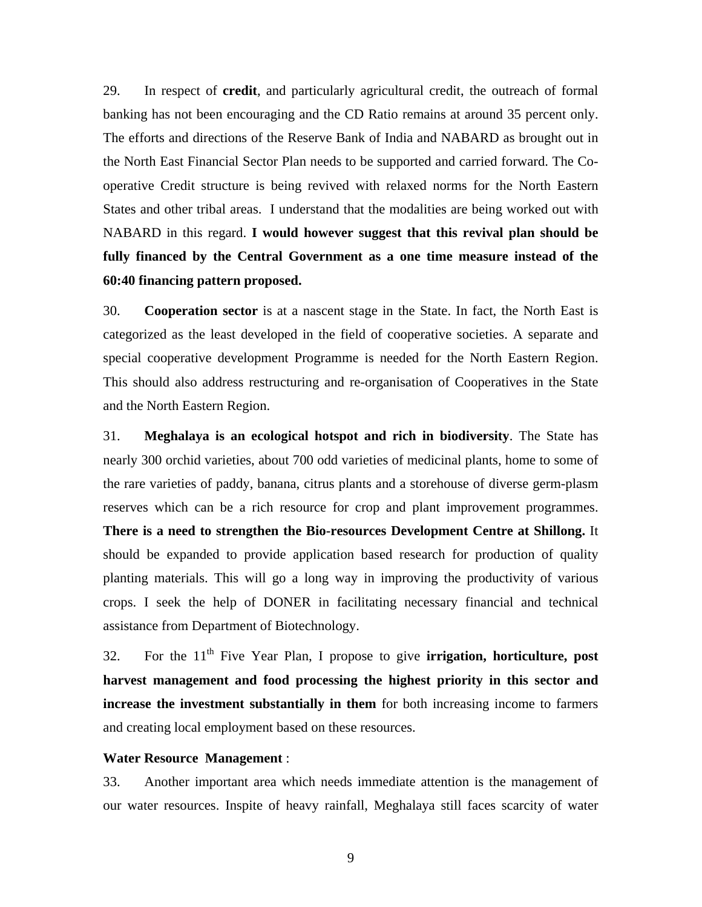29. In respect of **credit**, and particularly agricultural credit, the outreach of formal banking has not been encouraging and the CD Ratio remains at around 35 percent only. The efforts and directions of the Reserve Bank of India and NABARD as brought out in the North East Financial Sector Plan needs to be supported and carried forward. The Co-operative Credit structure is being revived with relaxed norms for the North Eastern States and other tribal areas. I understand that the modalities are being worked out with NABARD in this regard. **I would however suggest that this revival plan should be fully financed by the Central Government as a one time measure instead of the 60:40 financing pattern proposed.**

30. **Cooperation sector** is at a nascent stage in the State. In fact, the North East is categorized as the least developed in the field of cooperative societies. A separate and special cooperative development Programme is needed for the North Eastern Region. This should also address restructuring and re-organisation of Cooperatives in the State and the North Eastern Region.

31. **Meghalaya is an ecological hotspot and rich in biodiversity**. The State has nearly 300 orchid varieties, about 700 odd varieties of medicinal plants, home to some of the rare varieties of paddy, banana, citrus plants and a storehouse of diverse germ-plasm reserves which can be a rich resource for crop and plant improvement programmes. **There is a need to strengthen the Bio-resources Development Centre at Shillong.** It should be expanded to provide application based research for production of quality planting materials. This will go a long way in improving the productivity of various crops. I seek the help of DONER in facilitating necessary financial and technical assistance from Department of Biotechnology.

32. For the 11th Five Year Plan, I propose to give **irrigation, horticulture, post harvest management and food processing the highest priority in this sector and increase the investment substantially in them** for both increasing income to farmers and creating local employment based on these resources.

**Water Resource Management** :

33. Another important area which needs immediate attention is the management of our water resources. Inspite of heavy rainfall, Meghalaya still faces scarcity of water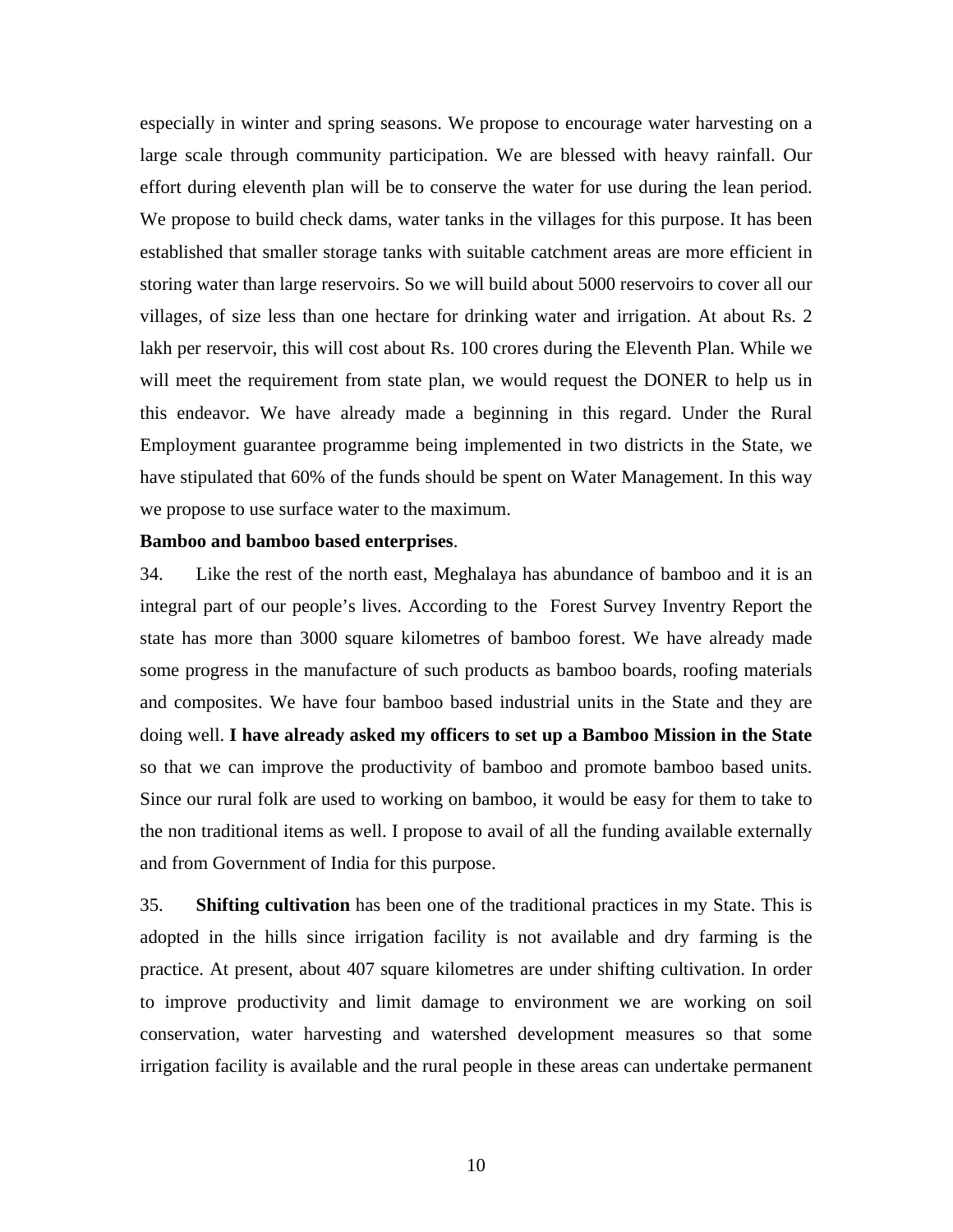especially in winter and spring seasons. We propose to encourage water harvesting on a large scale through community participation. We are blessed with heavy rainfall. Our effort during eleventh plan will be to conserve the water for use during the lean period. We propose to build check dams, water tanks in the villages for this purpose. It has been established that smaller storage tanks with suitable catchment areas are more efficient in storing water than large reservoirs. So we will build about 5000 reservoirs to cover all our villages, of size less than one hectare for drinking water and irrigation. At about Rs. 2 lakh per reservoir, this will cost about Rs. 100 crores during the Eleventh Plan. While we will meet the requirement from state plan, we would request the DONER to help us in this endeavor. We have already made a beginning in this regard. Under the Rural Employment guarantee programme being implemented in two districts in the State, we have stipulated that 60% of the funds should be spent on Water Management. In this way we propose to use surface water to the maximum.

**Bamboo and bamboo based enterprises**.

34. Like the rest of the north east, Meghalaya has abundance of bamboo and it is an integral part of our people's lives. According to the Forest Survey Inventry Report the state has more than 3000 square kilometres of bamboo forest. We have already made some progress in the manufacture of such products as bamboo boards, roofing materials and composites. We have four bamboo based industrial units in the State and they are doing well. **I have already asked my officers to set up a Bamboo Mission in the State** so that we can improve the productivity of bamboo and promote bamboo based units. Since our rural folk are used to working on bamboo, it would be easy for them to take to the non traditional items as well. I propose to avail of all the funding available externally and from Government of India for this purpose.

35. **Shifting cultivation** has been one of the traditional practices in my State. This is adopted in the hills since irrigation facility is not available and dry farming is the practice. At present, about 407 square kilometres are under shifting cultivation. In order to improve productivity and limit damage to environment we are working on soil conservation, water harvesting and watershed development measures so that some irrigation facility is available and the rural people in these areas can undertake permanent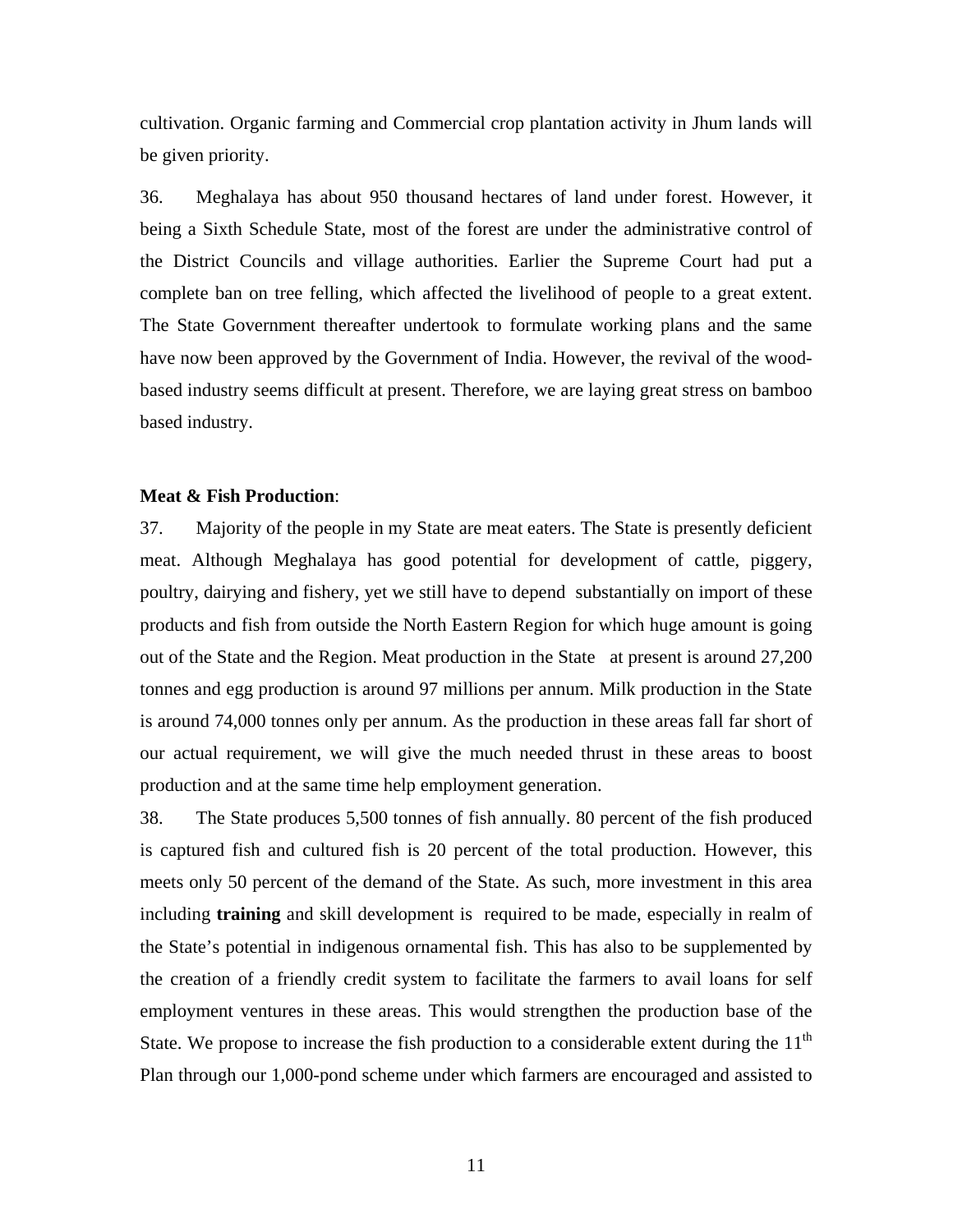cultivation. Organic farming and Commercial crop plantation activity in Jhum lands will be given priority.

36. Meghalaya has about 950 thousand hectares of land under forest. However, it being a Sixth Schedule State, most of the forest are under the administrative control of the District Councils and village authorities. Earlier the Supreme Court had put a complete ban on tree felling, which affected the livelihood of people to a great extent. The State Government thereafter undertook to formulate working plans and the same have now been approved by the Government of India. However, the revival of the wood-based industry seems difficult at present. Therefore, we are laying great stress on bamboo based industry.

**Meat & Fish Production**:

37. Majority of the people in my State are meat eaters. The State is presently deficient meat. Although Meghalaya has good potential for development of cattle, piggery, poultry, dairying and fishery, yet we still have to depend substantially on import of these products and fish from outside the North Eastern Region for which huge amount is going out of the State and the Region. Meat production in the State at present is around 27,200 tonnes and egg production is around 97 millions per annum. Milk production in the State is around 74,000 tonnes only per annum. As the production in these areas fall far short of our actual requirement, we will give the much needed thrust in these areas to boost production and at the same time help employment generation.

38. The State produces 5,500 tonnes of fish annually. 80 percent of the fish produced is captured fish and cultured fish is 20 percent of the total production. However, this meets only 50 percent of the demand of the State. As such, more investment in this area including **training** and skill development is required to be made, especially in realm of the State's potential in indigenous ornamental fish. This has also to be supplemented by the creation of a friendly credit system to facilitate the farmers to avail loans for self employment ventures in these areas. This would strengthen the production base of the State. We propose to increase the fish production to a considerable extent during the 11th Plan through our 1,000-pond scheme under which farmers are encouraged and assisted to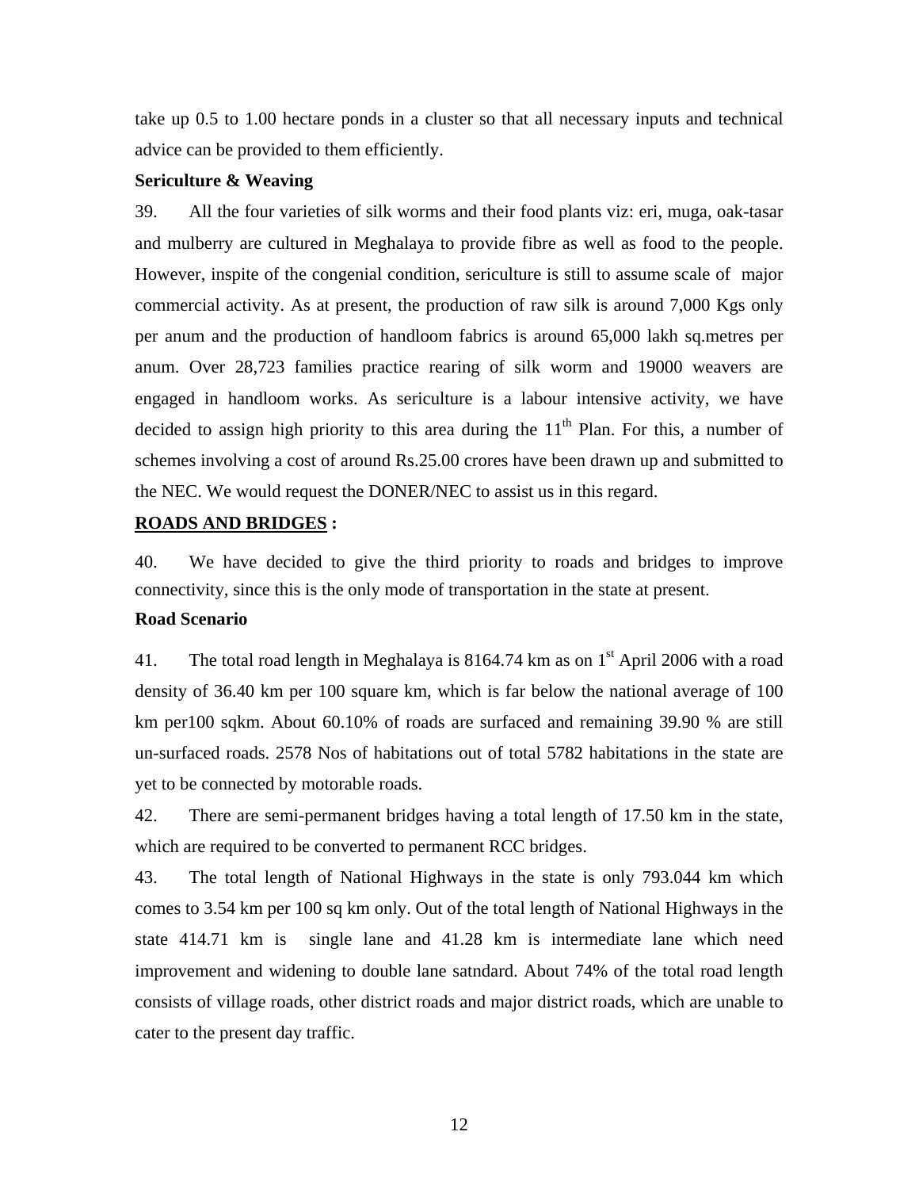take up 0.5 to 1.00 hectare ponds in a cluster so that all necessary inputs and technical advice can be provided to them efficiently.

**Sericulture & Weaving**

39. All the four varieties of silk worms and their food plants viz: eri, muga, oak-tasar and mulberry are cultured in Meghalaya to provide fibre as well as food to the people. However, inspite of the congenial condition, sericulture is still to assume scale of major commercial activity. As at present, the production of raw silk is around 7,000 Kgs only per anum and the production of handloom fabrics is around 65,000 lakh sq.metres per anum. Over 28,723 families practice rearing of silk worm and 19000 weavers are engaged in handloom works. As sericulture is a labour intensive activity, we have decided to assign high priority to this area during the 11th Plan. For this, a number of schemes involving a cost of around Rs.25.00 crores have been drawn up and submitted to the NEC. We would request the DONER/NEC to assist us in this regard.

## ROADS AND BRIDGES :

40. We have decided to give the third priority to roads and bridges to improve connectivity, since this is the only mode of transportation in the state at present.

**Road Scenario**

41. The total road length in Meghalaya is 8164.74 km as on 1st April 2006 with a road density of 36.40 km per 100 square km, which is far below the national average of 100 km per100 sqkm. About 60.10% of roads are surfaced and remaining 39.90 % are still un-surfaced roads. 2578 Nos of habitations out of total 5782 habitations in the state are yet to be connected by motorable roads.

42. There are semi-permanent bridges having a total length of 17.50 km in the state, which are required to be converted to permanent RCC bridges.

43. The total length of National Highways in the state is only 793.044 km which comes to 3.54 km per 100 sq km only. Out of the total length of National Highways in the state 414.71 km is single lane and 41.28 km is intermediate lane which need improvement and widening to double lane satndard. About 74% of the total road length consists of village roads, other district roads and major district roads, which are unable to cater to the present day traffic.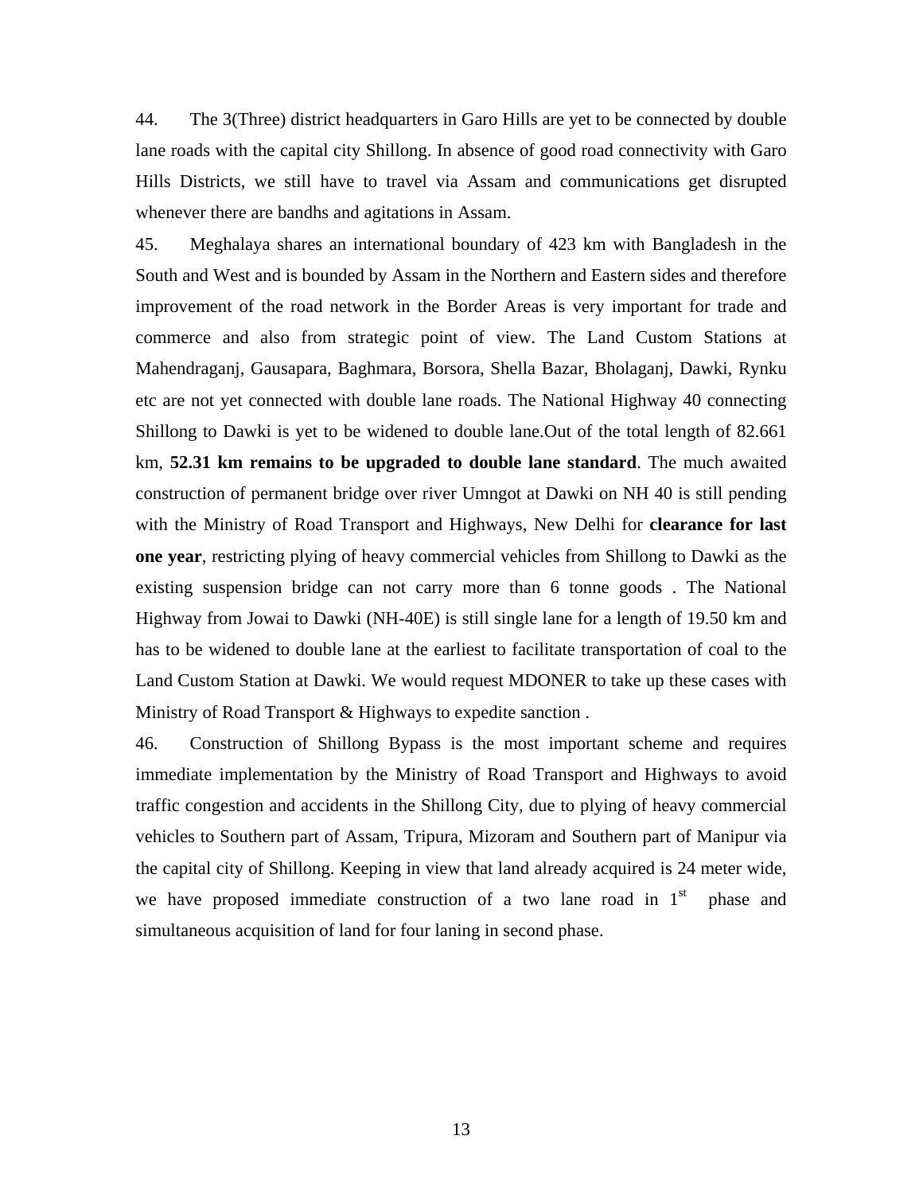44. The 3(Three) district headquarters in Garo Hills are yet to be connected by double lane roads with the capital city Shillong. In absence of good road connectivity with Garo Hills Districts, we still have to travel via Assam and communications get disrupted whenever there are bandhs and agitations in Assam.

45. Meghalaya shares an international boundary of 423 km with Bangladesh in the South and West and is bounded by Assam in the Northern and Eastern sides and therefore improvement of the road network in the Border Areas is very important for trade and commerce and also from strategic point of view. The Land Custom Stations at Mahendraganj, Gausapara, Baghmara, Borsora, Shella Bazar, Bholaganj, Dawki, Rynku etc are not yet connected with double lane roads. The National Highway 40 connecting Shillong to Dawki is yet to be widened to double lane.Out of the total length of 82.661 km, **52.31 km remains to be upgraded to double lane standard**. The much awaited construction of permanent bridge over river Umngot at Dawki on NH 40 is still pending with the Ministry of Road Transport and Highways, New Delhi for **clearance for last one year**, restricting plying of heavy commercial vehicles from Shillong to Dawki as the existing suspension bridge can not carry more than 6 tonne goods . The National Highway from Jowai to Dawki (NH-40E) is still single lane for a length of 19.50 km and has to be widened to double lane at the earliest to facilitate transportation of coal to the Land Custom Station at Dawki. We would request MDONER to take up these cases with Ministry of Road Transport & Highways to expedite sanction .

46. Construction of Shillong Bypass is the most important scheme and requires immediate implementation by the Ministry of Road Transport and Highways to avoid traffic congestion and accidents in the Shillong City, due to plying of heavy commercial vehicles to Southern part of Assam, Tripura, Mizoram and Southern part of Manipur via the capital city of Shillong. Keeping in view that land already acquired is 24 meter wide, we have proposed immediate construction of a two lane road in 1st phase and simultaneous acquisition of land for four laning in second phase.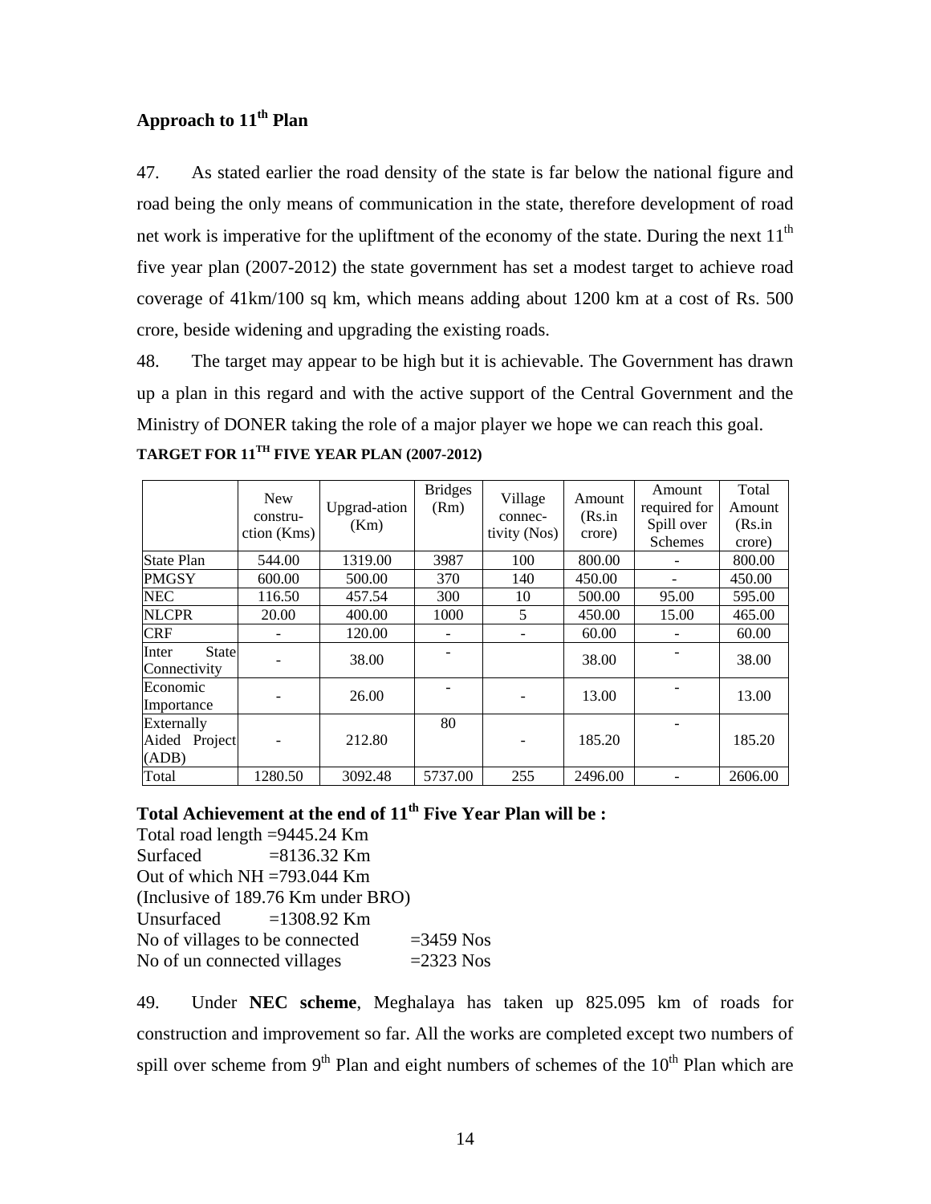## Approach to 11th Plan

47. As stated earlier the road density of the state is far below the national figure and road being the only means of communication in the state, therefore development of road net work is imperative for the upliftment of the economy of the state. During the next 11th five year plan (2007-2012) the state government has set a modest target to achieve road coverage of 41km/100 sq km, which means adding about 1200 km at a cost of Rs. 500 crore, beside widening and upgrading the existing roads.

48. The target may appear to be high but it is achievable. The Government has drawn up a plan in this regard and with the active support of the Central Government and the Ministry of DONER taking the role of a major player we hope we can reach this goal.

**TARGET FOR 11TH FIVE YEAR PLAN (2007-2012)**

| | New construction (Kms) | Upgrad-ation (Km) | Bridges (Rm) | Village connectivity (Nos) | Amount (Rs.in crore) | Amount required for Spill over Schemes | Total Amount (Rs.in crore) |
|---|---|---|---|---|---|---|---|
| State Plan | 544.00 | 1319.00 | 3987 | 100 | 800.00 | - | 800.00 |
| PMGSY | 600.00 | 500.00 | 370 | 140 | 450.00 | - | 450.00 |
| NEC | 116.50 | 457.54 | 300 | 10 | 500.00 | 95.00 | 595.00 |
| NLCPR | 20.00 | 400.00 | 1000 | 5 | 450.00 | 15.00 | 465.00 |
| CRF | - | 120.00 | - | - | 60.00 | - | 60.00 |
| Inter State Connectivity | - | 38.00 | - | | 38.00 | - | 38.00 |
| Economic Importance | - | 26.00 | - | - | 13.00 | - | 13.00 |
| Externally Aided Project (ADB) | - | 212.80 | 80 | - | 185.20 | - | 185.20 |
| Total | 1280.50 | 3092.48 | 5737.00 | 255 | 2496.00 | - | 2606.00 |

### Total Achievement at the end of 11th Five Year Plan will be :

Total road length =9445.24 Km
Surfaced =8136.32 Km
Out of which NH =793.044 Km
(Inclusive of 189.76 Km under BRO)
Unsurfaced =1308.92 Km
No of villages to be connected =3459 Nos
No of un connected villages =2323 Nos

49. Under **NEC scheme**, Meghalaya has taken up 825.095 km of roads for construction and improvement so far. All the works are completed except two numbers of spill over scheme from 9th Plan and eight numbers of schemes of the 10th Plan which are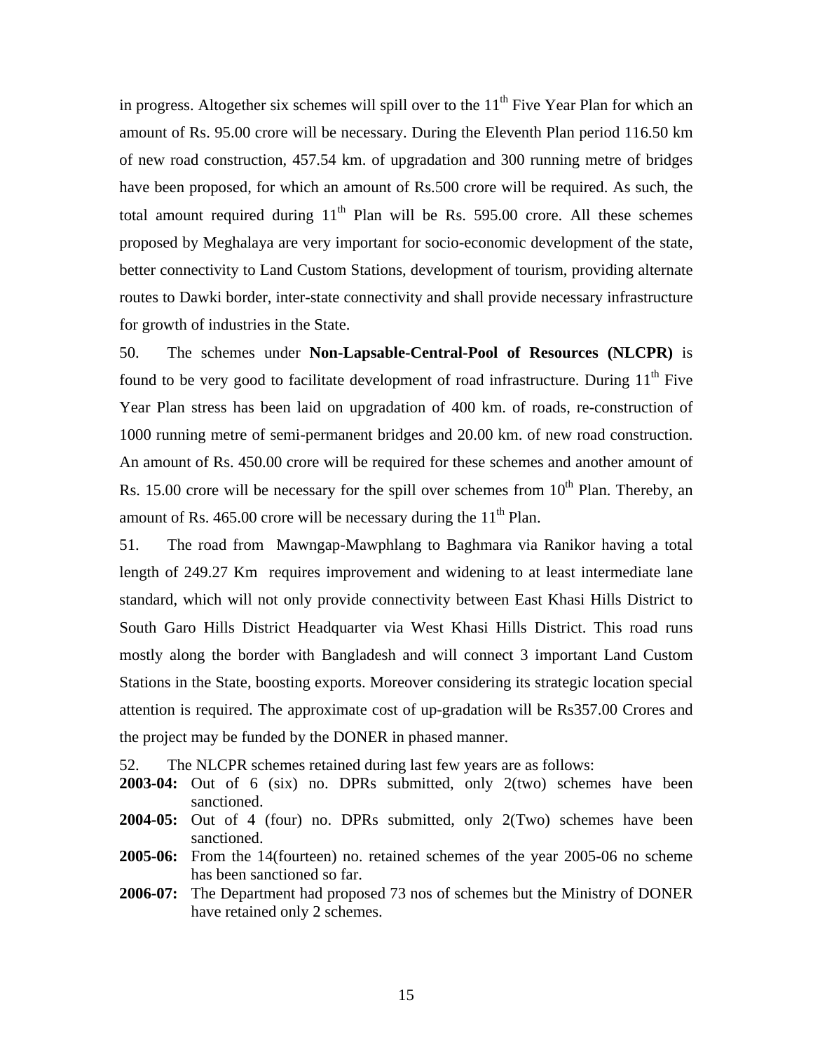in progress. Altogether six schemes will spill over to the 11th Five Year Plan for which an amount of Rs. 95.00 crore will be necessary. During the Eleventh Plan period 116.50 km of new road construction, 457.54 km. of upgradation and 300 running metre of bridges have been proposed, for which an amount of Rs.500 crore will be required. As such, the total amount required during 11th Plan will be Rs. 595.00 crore. All these schemes proposed by Meghalaya are very important for socio-economic development of the state, better connectivity to Land Custom Stations, development of tourism, providing alternate routes to Dawki border, inter-state connectivity and shall provide necessary infrastructure for growth of industries in the State.

50. The schemes under **Non-Lapsable-Central-Pool of Resources (NLCPR)** is found to be very good to facilitate development of road infrastructure. During 11th Five Year Plan stress has been laid on upgradation of 400 km. of roads, re-construction of 1000 running metre of semi-permanent bridges and 20.00 km. of new road construction. An amount of Rs. 450.00 crore will be required for these schemes and another amount of Rs. 15.00 crore will be necessary for the spill over schemes from 10th Plan. Thereby, an amount of Rs. 465.00 crore will be necessary during the 11th Plan.

51. The road from Mawngap-Mawphlang to Baghmara via Ranikor having a total length of 249.27 Km requires improvement and widening to at least intermediate lane standard, which will not only provide connectivity between East Khasi Hills District to South Garo Hills District Headquarter via West Khasi Hills District. This road runs mostly along the border with Bangladesh and will connect 3 important Land Custom Stations in the State, boosting exports. Moreover considering its strategic location special attention is required. The approximate cost of up-gradation will be Rs357.00 Crores and the project may be funded by the DONER in phased manner.

52. The NLCPR schemes retained during last few years are as follows:

**2003-04:** Out of 6 (six) no. DPRs submitted, only 2(two) schemes have been sanctioned.

**2004-05:** Out of 4 (four) no. DPRs submitted, only 2(Two) schemes have been sanctioned.

**2005-06:** From the 14(fourteen) no. retained schemes of the year 2005-06 no scheme has been sanctioned so far.

**2006-07:** The Department had proposed 73 nos of schemes but the Ministry of DONER have retained only 2 schemes.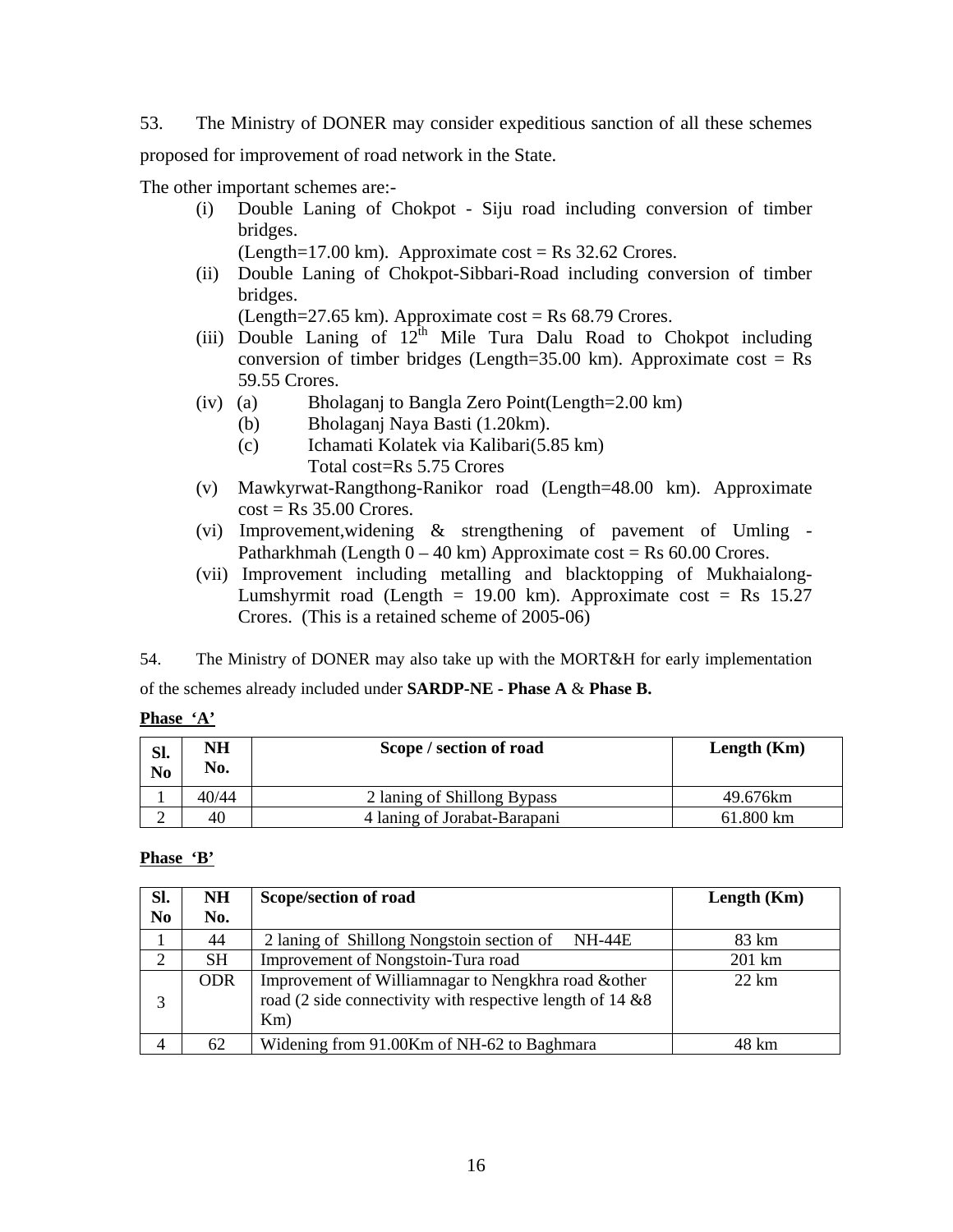53. The Ministry of DONER may consider expeditious sanction of all these schemes proposed for improvement of road network in the State.

The other important schemes are:-

(i) Double Laning of Chokpot - Siju road including conversion of timber bridges.
(Length=17.00 km). Approximate cost = Rs 32.62 Crores.

(ii) Double Laning of Chokpot-Sibbari-Road including conversion of timber bridges.
(Length=27.65 km). Approximate cost = Rs 68.79 Crores.

(iii) Double Laning of 12th Mile Tura Dalu Road to Chokpot including conversion of timber bridges (Length=35.00 km). Approximate cost = Rs 59.55 Crores.

(iv) (a) Bholaganj to Bangla Zero Point(Length=2.00 km)
(b) Bholaganj Naya Basti (1.20km).
(c) Ichamati Kolatek via Kalibari(5.85 km)
Total cost=Rs 5.75 Crores

(v) Mawkyrwat-Rangthong-Ranikor road (Length=48.00 km). Approximate cost = Rs 35.00 Crores.

(vi) Improvement,widening & strengthening of pavement of Umling - Patharkhmah (Length 0 – 40 km) Approximate cost = Rs 60.00 Crores.

(vii) Improvement including metalling and blacktopping of Mukhaialong-Lumshyrmit road (Length = 19.00 km). Approximate cost = Rs 15.27 Crores. (This is a retained scheme of 2005-06)

54. The Ministry of DONER may also take up with the MORT&H for early implementation of the schemes already included under **SARDP-NE - Phase A** & **Phase B.**

**Phase 'A'**

| Sl. No | NH No. | Scope / section of road | Length (Km) |
|---|---|---|---|
| 1 | 40/44 | 2 laning of Shillong Bypass | 49.676km |
| 2 | 40 | 4 laning of Jorabat-Barapani | 61.800 km |

**Phase 'B'**

| Sl. No | NH No. | Scope/section of road | Length (Km) |
|---|---|---|---|
| 1 | 44 | 2 laning of Shillong Nongstoin section of NH-44E | 83 km |
| 2 | SH | Improvement of Nongstoin-Tura road | 201 km |
| 3 | ODR | Improvement of Williamnagar to Nengkhra road &other road (2 side connectivity with respective length of 14 &8 Km) | 22 km |
| 4 | 62 | Widening from 91.00Km of NH-62 to Baghmara | 48 km |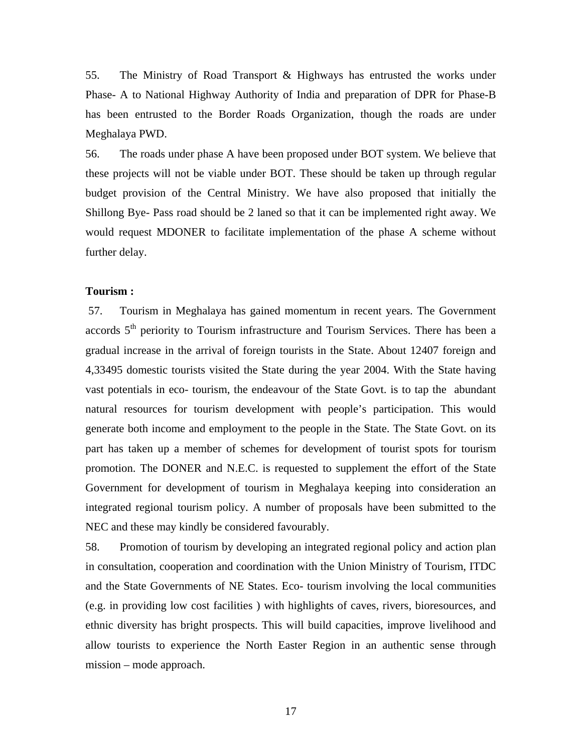55. The Ministry of Road Transport & Highways has entrusted the works under Phase- A to National Highway Authority of India and preparation of DPR for Phase-B has been entrusted to the Border Roads Organization, though the roads are under Meghalaya PWD.

56. The roads under phase A have been proposed under BOT system. We believe that these projects will not be viable under BOT. These should be taken up through regular budget provision of the Central Ministry. We have also proposed that initially the Shillong Bye- Pass road should be 2 laned so that it can be implemented right away. We would request MDONER to facilitate implementation of the phase A scheme without further delay.

**Tourism :**

57. Tourism in Meghalaya has gained momentum in recent years. The Government accords 5th periority to Tourism infrastructure and Tourism Services. There has been a gradual increase in the arrival of foreign tourists in the State. About 12407 foreign and 4,33495 domestic tourists visited the State during the year 2004. With the State having vast potentials in eco- tourism, the endeavour of the State Govt. is to tap the abundant natural resources for tourism development with people's participation. This would generate both income and employment to the people in the State. The State Govt. on its part has taken up a member of schemes for development of tourist spots for tourism promotion. The DONER and N.E.C. is requested to supplement the effort of the State Government for development of tourism in Meghalaya keeping into consideration an integrated regional tourism policy. A number of proposals have been submitted to the NEC and these may kindly be considered favourably.

58. Promotion of tourism by developing an integrated regional policy and action plan in consultation, cooperation and coordination with the Union Ministry of Tourism, ITDC and the State Governments of NE States. Eco- tourism involving the local communities (e.g. in providing low cost facilities ) with highlights of caves, rivers, bioresources, and ethnic diversity has bright prospects. This will build capacities, improve livelihood and allow tourists to experience the North Easter Region in an authentic sense through mission – mode approach.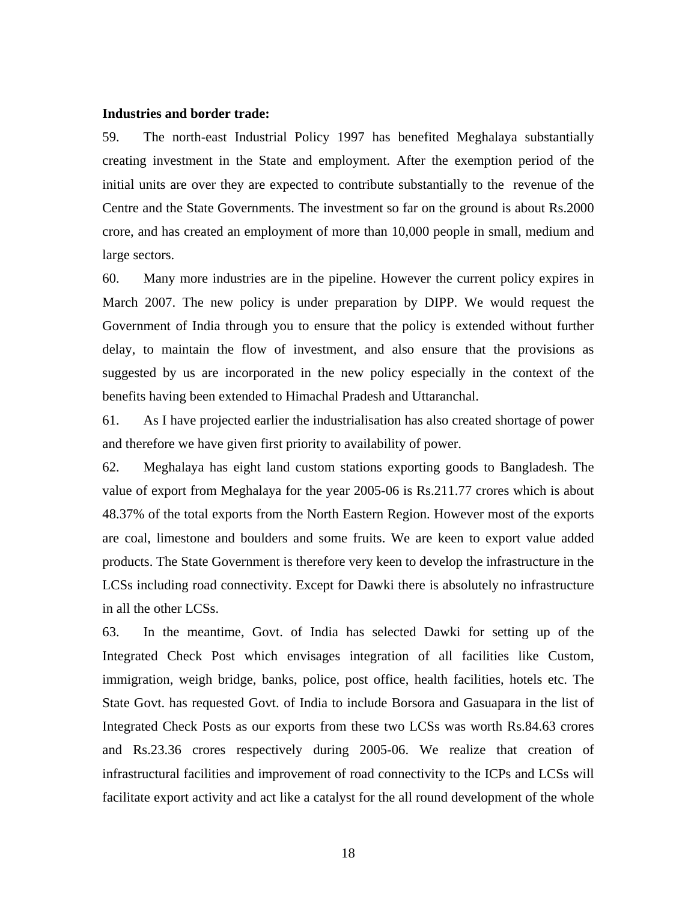**Industries and border trade:**

59. The north-east Industrial Policy 1997 has benefited Meghalaya substantially creating investment in the State and employment. After the exemption period of the initial units are over they are expected to contribute substantially to the revenue of the Centre and the State Governments. The investment so far on the ground is about Rs.2000 crore, and has created an employment of more than 10,000 people in small, medium and large sectors.

60. Many more industries are in the pipeline. However the current policy expires in March 2007. The new policy is under preparation by DIPP. We would request the Government of India through you to ensure that the policy is extended without further delay, to maintain the flow of investment, and also ensure that the provisions as suggested by us are incorporated in the new policy especially in the context of the benefits having been extended to Himachal Pradesh and Uttaranchal.

61. As I have projected earlier the industrialisation has also created shortage of power and therefore we have given first priority to availability of power.

62. Meghalaya has eight land custom stations exporting goods to Bangladesh. The value of export from Meghalaya for the year 2005-06 is Rs.211.77 crores which is about 48.37% of the total exports from the North Eastern Region. However most of the exports are coal, limestone and boulders and some fruits. We are keen to export value added products. The State Government is therefore very keen to develop the infrastructure in the LCSs including road connectivity. Except for Dawki there is absolutely no infrastructure in all the other LCSs.

63. In the meantime, Govt. of India has selected Dawki for setting up of the Integrated Check Post which envisages integration of all facilities like Custom, immigration, weigh bridge, banks, police, post office, health facilities, hotels etc. The State Govt. has requested Govt. of India to include Borsora and Gasuapara in the list of Integrated Check Posts as our exports from these two LCSs was worth Rs.84.63 crores and Rs.23.36 crores respectively during 2005-06. We realize that creation of infrastructural facilities and improvement of road connectivity to the ICPs and LCSs will facilitate export activity and act like a catalyst for the all round development of the whole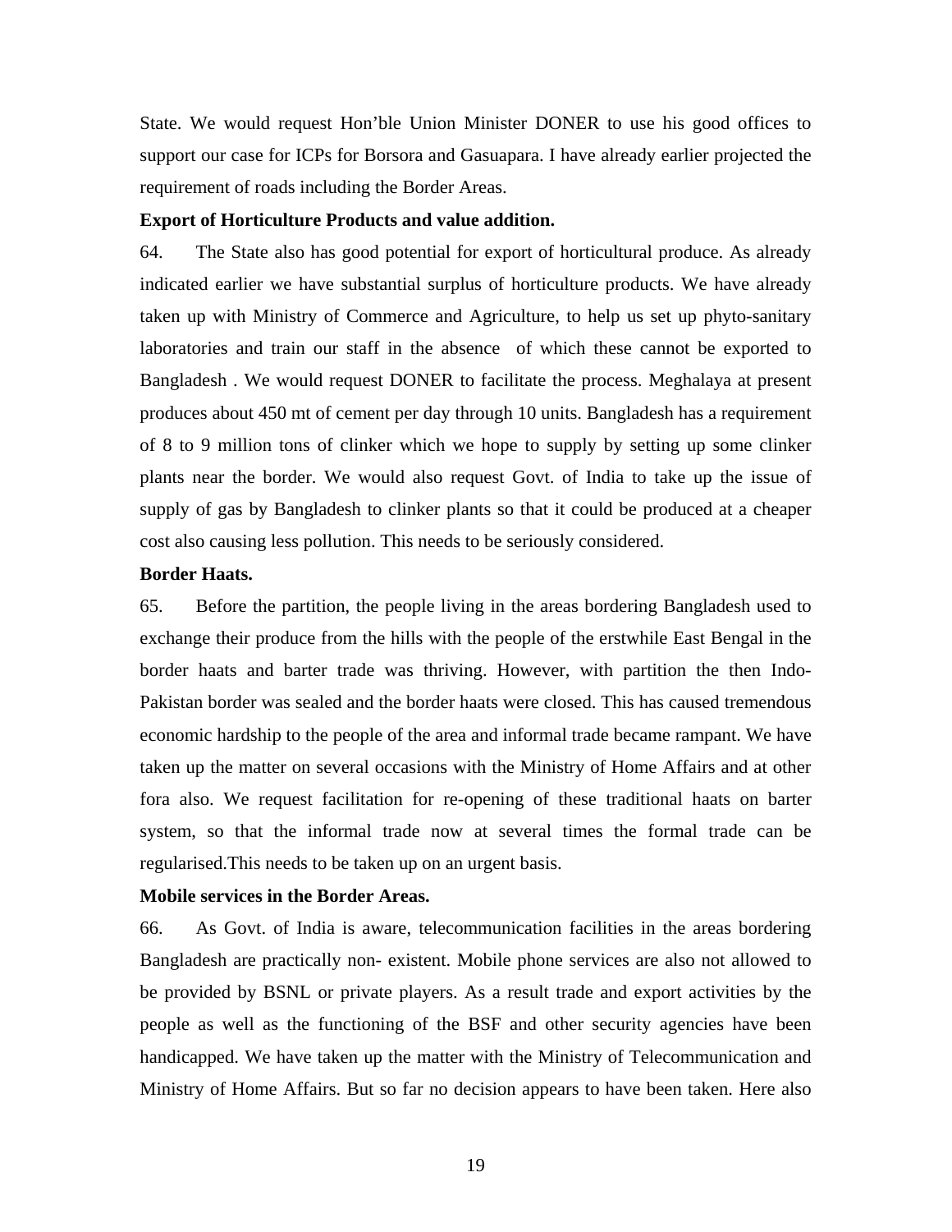State. We would request Hon'ble Union Minister DONER to use his good offices to support our case for ICPs for Borsora and Gasuapara. I have already earlier projected the requirement of roads including the Border Areas.

**Export of Horticulture Products and value addition.**

64. The State also has good potential for export of horticultural produce. As already indicated earlier we have substantial surplus of horticulture products. We have already taken up with Ministry of Commerce and Agriculture, to help us set up phyto-sanitary laboratories and train our staff in the absence of which these cannot be exported to Bangladesh . We would request DONER to facilitate the process. Meghalaya at present produces about 450 mt of cement per day through 10 units. Bangladesh has a requirement of 8 to 9 million tons of clinker which we hope to supply by setting up some clinker plants near the border. We would also request Govt. of India to take up the issue of supply of gas by Bangladesh to clinker plants so that it could be produced at a cheaper cost also causing less pollution. This needs to be seriously considered.

**Border Haats.**

65. Before the partition, the people living in the areas bordering Bangladesh used to exchange their produce from the hills with the people of the erstwhile East Bengal in the border haats and barter trade was thriving. However, with partition the then Indo-Pakistan border was sealed and the border haats were closed. This has caused tremendous economic hardship to the people of the area and informal trade became rampant. We have taken up the matter on several occasions with the Ministry of Home Affairs and at other fora also. We request facilitation for re-opening of these traditional haats on barter system, so that the informal trade now at several times the formal trade can be regularised.This needs to be taken up on an urgent basis.

**Mobile services in the Border Areas.**

66. As Govt. of India is aware, telecommunication facilities in the areas bordering Bangladesh are practically non- existent. Mobile phone services are also not allowed to be provided by BSNL or private players. As a result trade and export activities by the people as well as the functioning of the BSF and other security agencies have been handicapped. We have taken up the matter with the Ministry of Telecommunication and Ministry of Home Affairs. But so far no decision appears to have been taken. Here also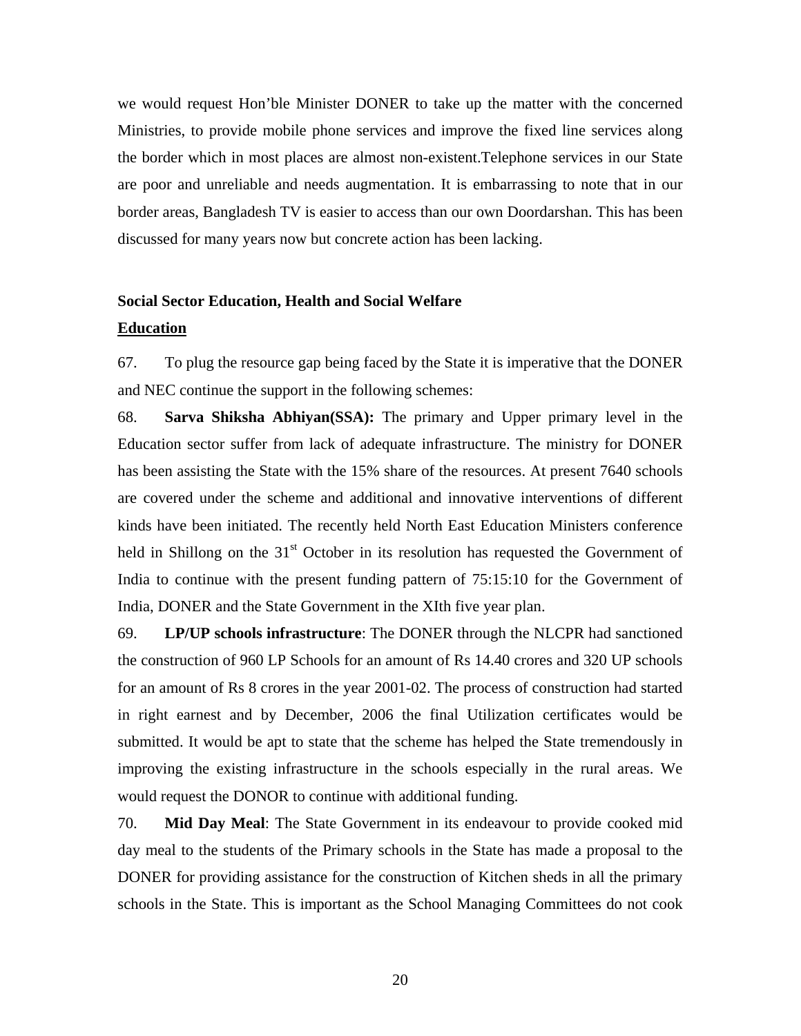we would request Hon'ble Minister DONER to take up the matter with the concerned Ministries, to provide mobile phone services and improve the fixed line services along the border which in most places are almost non-existent.Telephone services in our State are poor and unreliable and needs augmentation. It is embarrassing to note that in our border areas, Bangladesh TV is easier to access than our own Doordarshan. This has been discussed for many years now but concrete action has been lacking.

**Social Sector Education, Health and Social Welfare**

**<u>Education</u>**

67. To plug the resource gap being faced by the State it is imperative that the DONER and NEC continue the support in the following schemes:

68. **Sarva Shiksha Abhiyan(SSA):** The primary and Upper primary level in the Education sector suffer from lack of adequate infrastructure. The ministry for DONER has been assisting the State with the 15% share of the resources. At present 7640 schools are covered under the scheme and additional and innovative interventions of different kinds have been initiated. The recently held North East Education Ministers conference held in Shillong on the 31st October in its resolution has requested the Government of India to continue with the present funding pattern of 75:15:10 for the Government of India, DONER and the State Government in the XIth five year plan.

69. **LP/UP schools infrastructure**: The DONER through the NLCPR had sanctioned the construction of 960 LP Schools for an amount of Rs 14.40 crores and 320 UP schools for an amount of Rs 8 crores in the year 2001-02. The process of construction had started in right earnest and by December, 2006 the final Utilization certificates would be submitted. It would be apt to state that the scheme has helped the State tremendously in improving the existing infrastructure in the schools especially in the rural areas. We would request the DONOR to continue with additional funding.

70. **Mid Day Meal**: The State Government in its endeavour to provide cooked mid day meal to the students of the Primary schools in the State has made a proposal to the DONER for providing assistance for the construction of Kitchen sheds in all the primary schools in the State. This is important as the School Managing Committees do not cook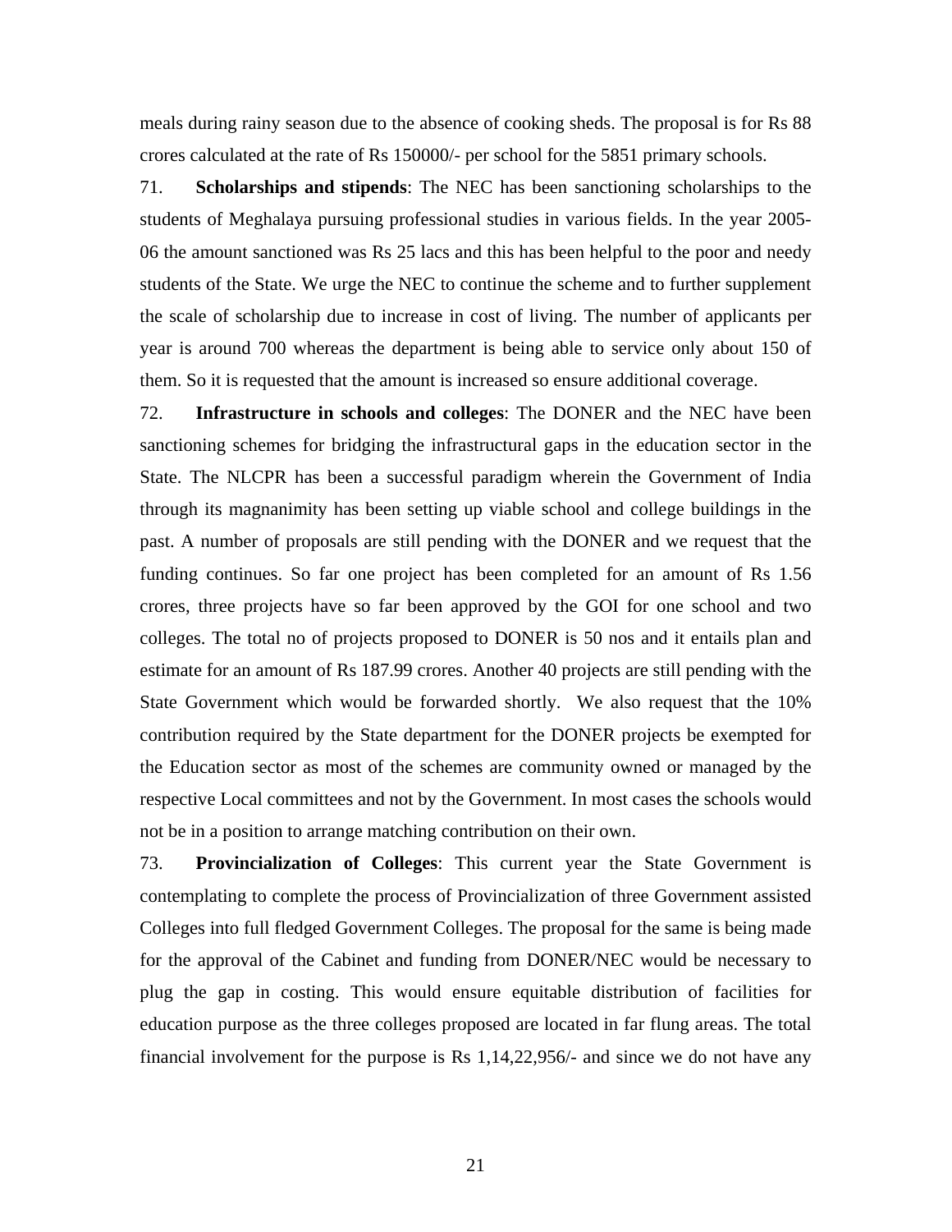meals during rainy season due to the absence of cooking sheds. The proposal is for Rs 88 crores calculated at the rate of Rs 150000/- per school for the 5851 primary schools.

71. **Scholarships and stipends**: The NEC has been sanctioning scholarships to the students of Meghalaya pursuing professional studies in various fields. In the year 2005-06 the amount sanctioned was Rs 25 lacs and this has been helpful to the poor and needy students of the State. We urge the NEC to continue the scheme and to further supplement the scale of scholarship due to increase in cost of living. The number of applicants per year is around 700 whereas the department is being able to service only about 150 of them. So it is requested that the amount is increased so ensure additional coverage.

72. **Infrastructure in schools and colleges**: The DONER and the NEC have been sanctioning schemes for bridging the infrastructural gaps in the education sector in the State. The NLCPR has been a successful paradigm wherein the Government of India through its magnanimity has been setting up viable school and college buildings in the past. A number of proposals are still pending with the DONER and we request that the funding continues. So far one project has been completed for an amount of Rs 1.56 crores, three projects have so far been approved by the GOI for one school and two colleges. The total no of projects proposed to DONER is 50 nos and it entails plan and estimate for an amount of Rs 187.99 crores. Another 40 projects are still pending with the State Government which would be forwarded shortly. We also request that the 10% contribution required by the State department for the DONER projects be exempted for the Education sector as most of the schemes are community owned or managed by the respective Local committees and not by the Government. In most cases the schools would not be in a position to arrange matching contribution on their own.

73. **Provincialization of Colleges**: This current year the State Government is contemplating to complete the process of Provincialization of three Government assisted Colleges into full fledged Government Colleges. The proposal for the same is being made for the approval of the Cabinet and funding from DONER/NEC would be necessary to plug the gap in costing. This would ensure equitable distribution of facilities for education purpose as the three colleges proposed are located in far flung areas. The total financial involvement for the purpose is Rs 1,14,22,956/- and since we do not have any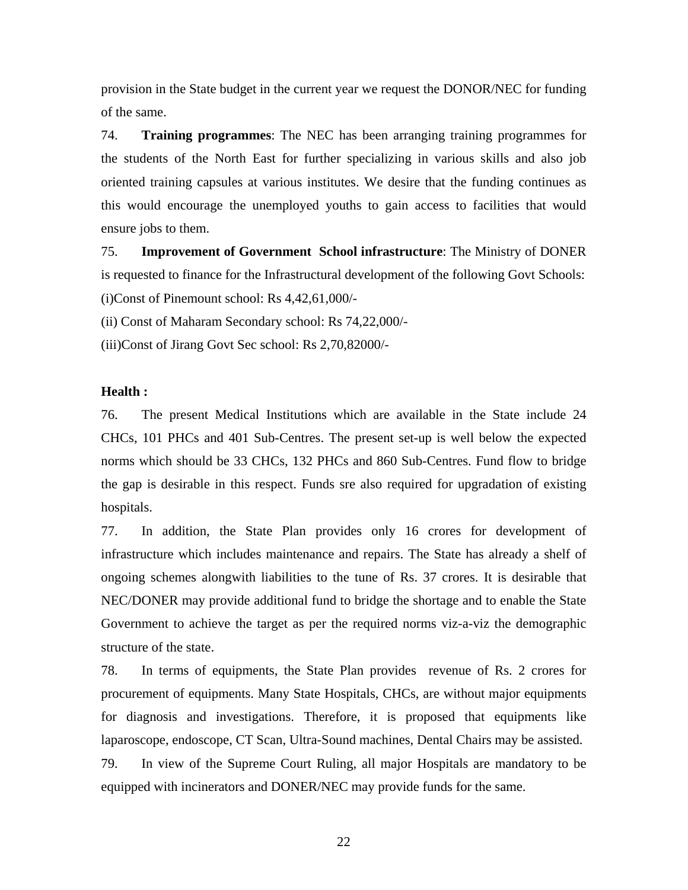provision in the State budget in the current year we request the DONOR/NEC for funding of the same.

74. **Training programmes**: The NEC has been arranging training programmes for the students of the North East for further specializing in various skills and also job oriented training capsules at various institutes. We desire that the funding continues as this would encourage the unemployed youths to gain access to facilities that would ensure jobs to them.

75. **Improvement of Government School infrastructure**: The Ministry of DONER is requested to finance for the Infrastructural development of the following Govt Schools:

(i)Const of Pinemount school: Rs 4,42,61,000/-

(ii) Const of Maharam Secondary school: Rs 74,22,000/-

(iii)Const of Jirang Govt Sec school: Rs 2,70,82000/-

**Health :**

76. The present Medical Institutions which are available in the State include 24 CHCs, 101 PHCs and 401 Sub-Centres. The present set-up is well below the expected norms which should be 33 CHCs, 132 PHCs and 860 Sub-Centres. Fund flow to bridge the gap is desirable in this respect. Funds sre also required for upgradation of existing hospitals.

77. In addition, the State Plan provides only 16 crores for development of infrastructure which includes maintenance and repairs. The State has already a shelf of ongoing schemes alongwith liabilities to the tune of Rs. 37 crores. It is desirable that NEC/DONER may provide additional fund to bridge the shortage and to enable the State Government to achieve the target as per the required norms viz-a-viz the demographic structure of the state.

78. In terms of equipments, the State Plan provides revenue of Rs. 2 crores for procurement of equipments. Many State Hospitals, CHCs, are without major equipments for diagnosis and investigations. Therefore, it is proposed that equipments like laparoscope, endoscope, CT Scan, Ultra-Sound machines, Dental Chairs may be assisted.

79. In view of the Supreme Court Ruling, all major Hospitals are mandatory to be equipped with incinerators and DONER/NEC may provide funds for the same.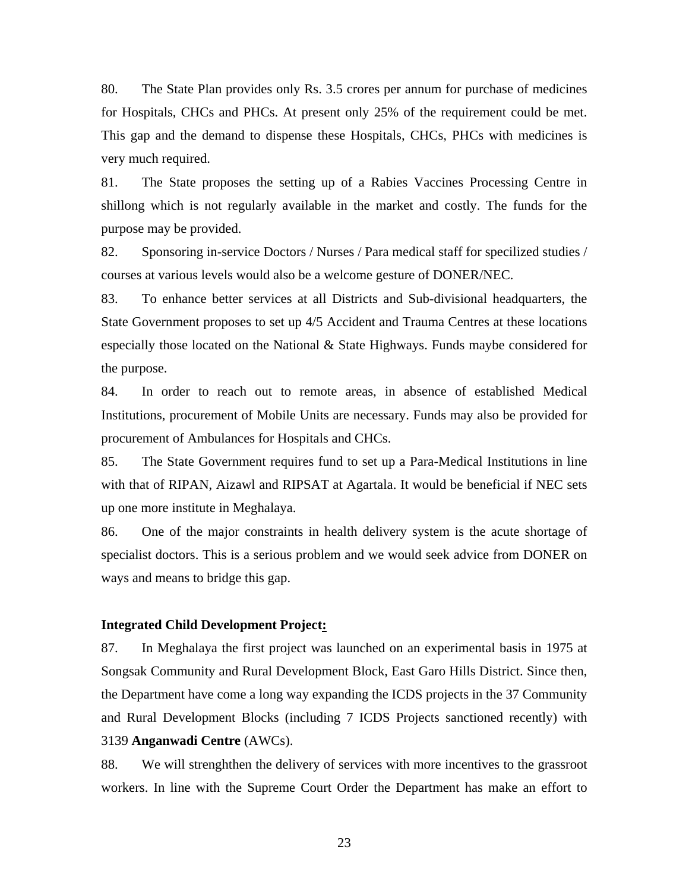80. The State Plan provides only Rs. 3.5 crores per annum for purchase of medicines for Hospitals, CHCs and PHCs. At present only 25% of the requirement could be met. This gap and the demand to dispense these Hospitals, CHCs, PHCs with medicines is very much required.

81. The State proposes the setting up of a Rabies Vaccines Processing Centre in shillong which is not regularly available in the market and costly. The funds for the purpose may be provided.

82. Sponsoring in-service Doctors / Nurses / Para medical staff for specilized studies / courses at various levels would also be a welcome gesture of DONER/NEC.

83. To enhance better services at all Districts and Sub-divisional headquarters, the State Government proposes to set up 4/5 Accident and Trauma Centres at these locations especially those located on the National & State Highways. Funds maybe considered for the purpose.

84. In order to reach out to remote areas, in absence of established Medical Institutions, procurement of Mobile Units are necessary. Funds may also be provided for procurement of Ambulances for Hospitals and CHCs.

85. The State Government requires fund to set up a Para-Medical Institutions in line with that of RIPAN, Aizawl and RIPSAT at Agartala. It would be beneficial if NEC sets up one more institute in Meghalaya.

86. One of the major constraints in health delivery system is the acute shortage of specialist doctors. This is a serious problem and we would seek advice from DONER on ways and means to bridge this gap.

**Integrated Child Development Project:**

87. In Meghalaya the first project was launched on an experimental basis in 1975 at Songsak Community and Rural Development Block, East Garo Hills District. Since then, the Department have come a long way expanding the ICDS projects in the 37 Community and Rural Development Blocks (including 7 ICDS Projects sanctioned recently) with 3139 **Anganwadi Centre** (AWCs).

88. We will strenghthen the delivery of services with more incentives to the grassroot workers. In line with the Supreme Court Order the Department has make an effort to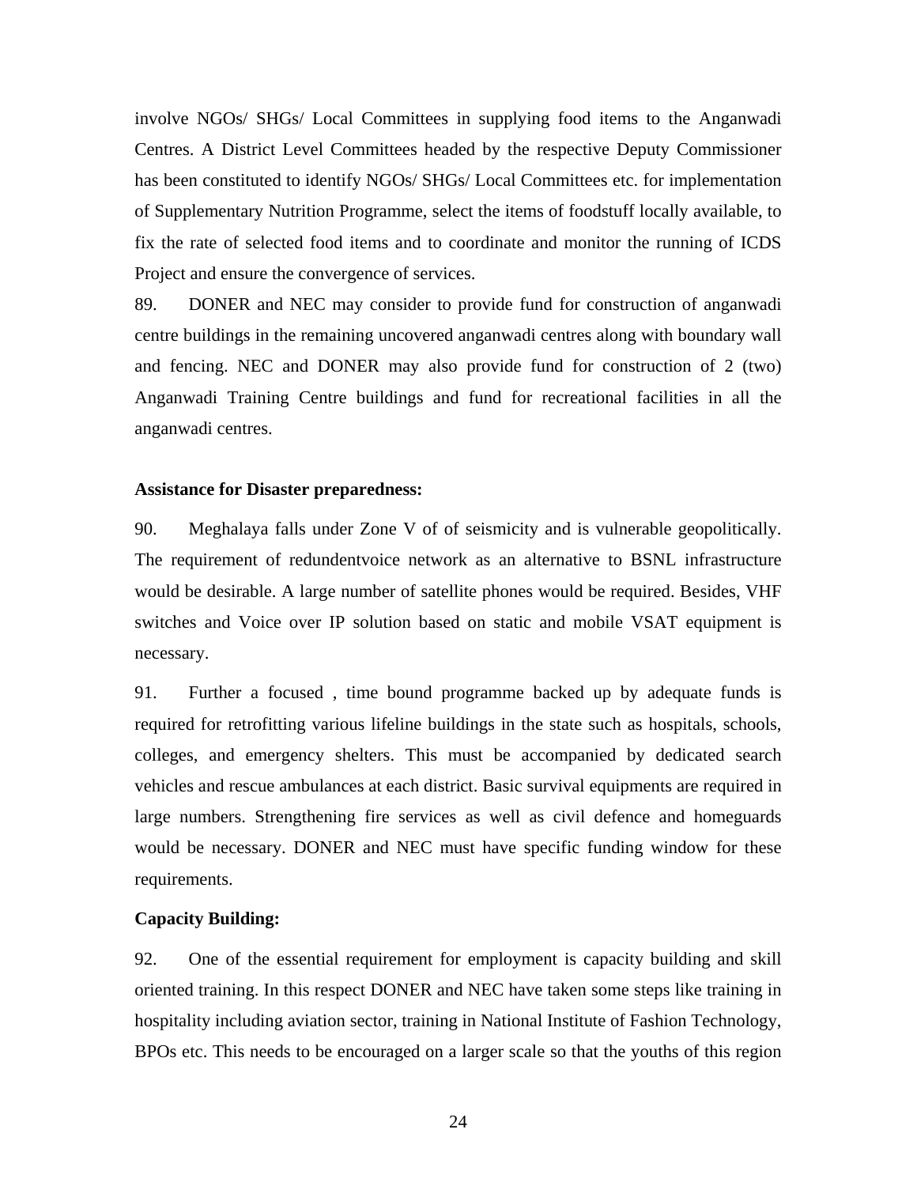involve NGOs/ SHGs/ Local Committees in supplying food items to the Anganwadi Centres. A District Level Committees headed by the respective Deputy Commissioner has been constituted to identify NGOs/ SHGs/ Local Committees etc. for implementation of Supplementary Nutrition Programme, select the items of foodstuff locally available, to fix the rate of selected food items and to coordinate and monitor the running of ICDS Project and ensure the convergence of services.

89. DONER and NEC may consider to provide fund for construction of anganwadi centre buildings in the remaining uncovered anganwadi centres along with boundary wall and fencing. NEC and DONER may also provide fund for construction of 2 (two) Anganwadi Training Centre buildings and fund for recreational facilities in all the anganwadi centres.

**Assistance for Disaster preparedness:**

90. Meghalaya falls under Zone V of of seismicity and is vulnerable geopolitically. The requirement of redundentvoice network as an alternative to BSNL infrastructure would be desirable. A large number of satellite phones would be required. Besides, VHF switches and Voice over IP solution based on static and mobile VSAT equipment is necessary.

91. Further a focused , time bound programme backed up by adequate funds is required for retrofitting various lifeline buildings in the state such as hospitals, schools, colleges, and emergency shelters. This must be accompanied by dedicated search vehicles and rescue ambulances at each district. Basic survival equipments are required in large numbers. Strengthening fire services as well as civil defence and homeguards would be necessary. DONER and NEC must have specific funding window for these requirements.

**Capacity Building:**

92. One of the essential requirement for employment is capacity building and skill oriented training. In this respect DONER and NEC have taken some steps like training in hospitality including aviation sector, training in National Institute of Fashion Technology, BPOs etc. This needs to be encouraged on a larger scale so that the youths of this region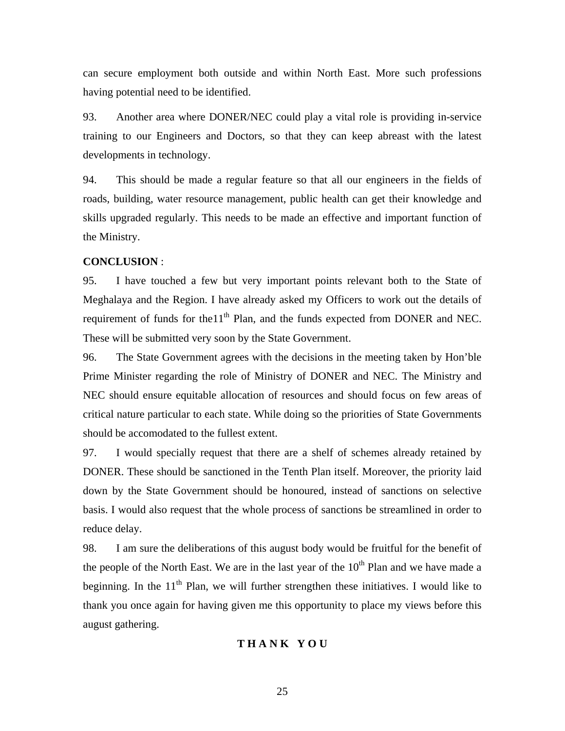can secure employment both outside and within North East. More such professions having potential need to be identified.

93. Another area where DONER/NEC could play a vital role is providing in-service training to our Engineers and Doctors, so that they can keep abreast with the latest developments in technology.

94. This should be made a regular feature so that all our engineers in the fields of roads, building, water resource management, public health can get their knowledge and skills upgraded regularly. This needs to be made an effective and important function of the Ministry.

**CONCLUSION** :

95. I have touched a few but very important points relevant both to the State of Meghalaya and the Region. I have already asked my Officers to work out the details of requirement of funds for the11$^{th}$ Plan, and the funds expected from DONER and NEC. These will be submitted very soon by the State Government.

96. The State Government agrees with the decisions in the meeting taken by Hon'ble Prime Minister regarding the role of Ministry of DONER and NEC. The Ministry and NEC should ensure equitable allocation of resources and should focus on few areas of critical nature particular to each state. While doing so the priorities of State Governments should be accomodated to the fullest extent.

97. I would specially request that there are a shelf of schemes already retained by DONER. These should be sanctioned in the Tenth Plan itself. Moreover, the priority laid down by the State Government should be honoured, instead of sanctions on selective basis. I would also request that the whole process of sanctions be streamlined in order to reduce delay.

98. I am sure the deliberations of this august body would be fruitful for the benefit of the people of the North East. We are in the last year of the 10$^{th}$ Plan and we have made a beginning. In the 11$^{th}$ Plan, we will further strengthen these initiatives. I would like to thank you once again for having given me this opportunity to place my views before this august gathering.

**T H A N K  Y O U**